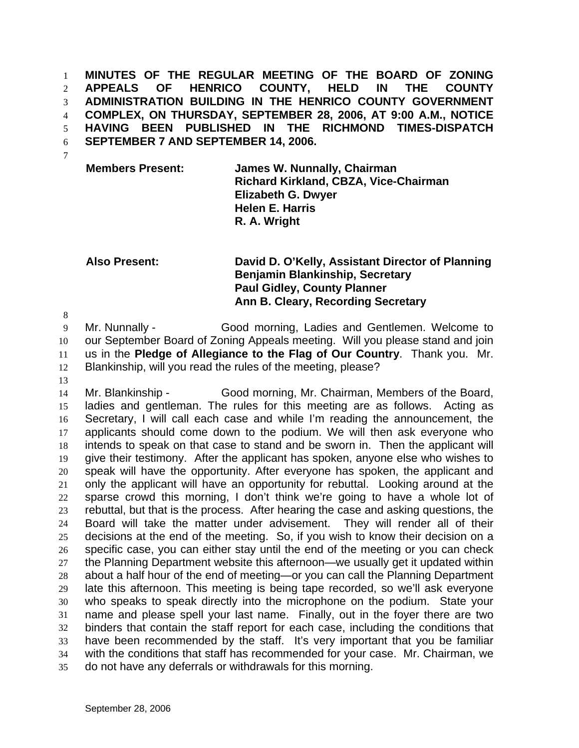**MINUTES OF THE REGULAR MEETING OF THE BOARD OF ZONING APPEALS OF HENRICO COUNTY, HELD IN THE COUNTY ADMINISTRATION BUILDING IN THE HENRICO COUNTY GOVERNMENT COMPLEX, ON THURSDAY, SEPTEMBER 28, 2006, AT 9:00 A.M., NOTICE HAVING BEEN PUBLISHED IN THE RICHMOND TIMES-DISPATCH SEPTEMBER 7 AND SEPTEMBER 14, 2006.**

| | |
|---|---|
| **Members Present:** | **James W. Nunnally, Chairman** |
| | **Richard Kirkland, CBZA, Vice-Chairman** |
| | **Elizabeth G. Dwyer** |
| | **Helen E. Harris** |
| | **R. A. Wright** |
| | |
| **Also Present:** | **David D. O'Kelly, Assistant Director of Planning** |
| | **Benjamin Blankinship, Secretary** |
| | **Paul Gidley, County Planner** |
| | **Ann B. Cleary, Recording Secretary** |

Mr. Nunnally - Good morning, Ladies and Gentlemen. Welcome to our September Board of Zoning Appeals meeting. Will you please stand and join us in the **Pledge of Allegiance to the Flag of Our Country**. Thank you. Mr. Blankinship, will you read the rules of the meeting, please?

Mr. Blankinship - Good morning, Mr. Chairman, Members of the Board, ladies and gentleman. The rules for this meeting are as follows. Acting as Secretary, I will call each case and while I'm reading the announcement, the applicants should come down to the podium. We will then ask everyone who intends to speak on that case to stand and be sworn in. Then the applicant will give their testimony. After the applicant has spoken, anyone else who wishes to speak will have the opportunity. After everyone has spoken, the applicant and only the applicant will have an opportunity for rebuttal. Looking around at the sparse crowd this morning, I don't think we're going to have a whole lot of rebuttal, but that is the process. After hearing the case and asking questions, the Board will take the matter under advisement. They will render all of their decisions at the end of the meeting. So, if you wish to know their decision on a specific case, you can either stay until the end of the meeting or you can check the Planning Department website this afternoon—we usually get it updated within about a half hour of the end of meeting—or you can call the Planning Department late this afternoon. This meeting is being tape recorded, so we'll ask everyone who speaks to speak directly into the microphone on the podium. State your name and please spell your last name. Finally, out in the foyer there are two binders that contain the staff report for each case, including the conditions that have been recommended by the staff. It's very important that you be familiar with the conditions that staff has recommended for your case. Mr. Chairman, we do not have any deferrals or withdrawals for this morning.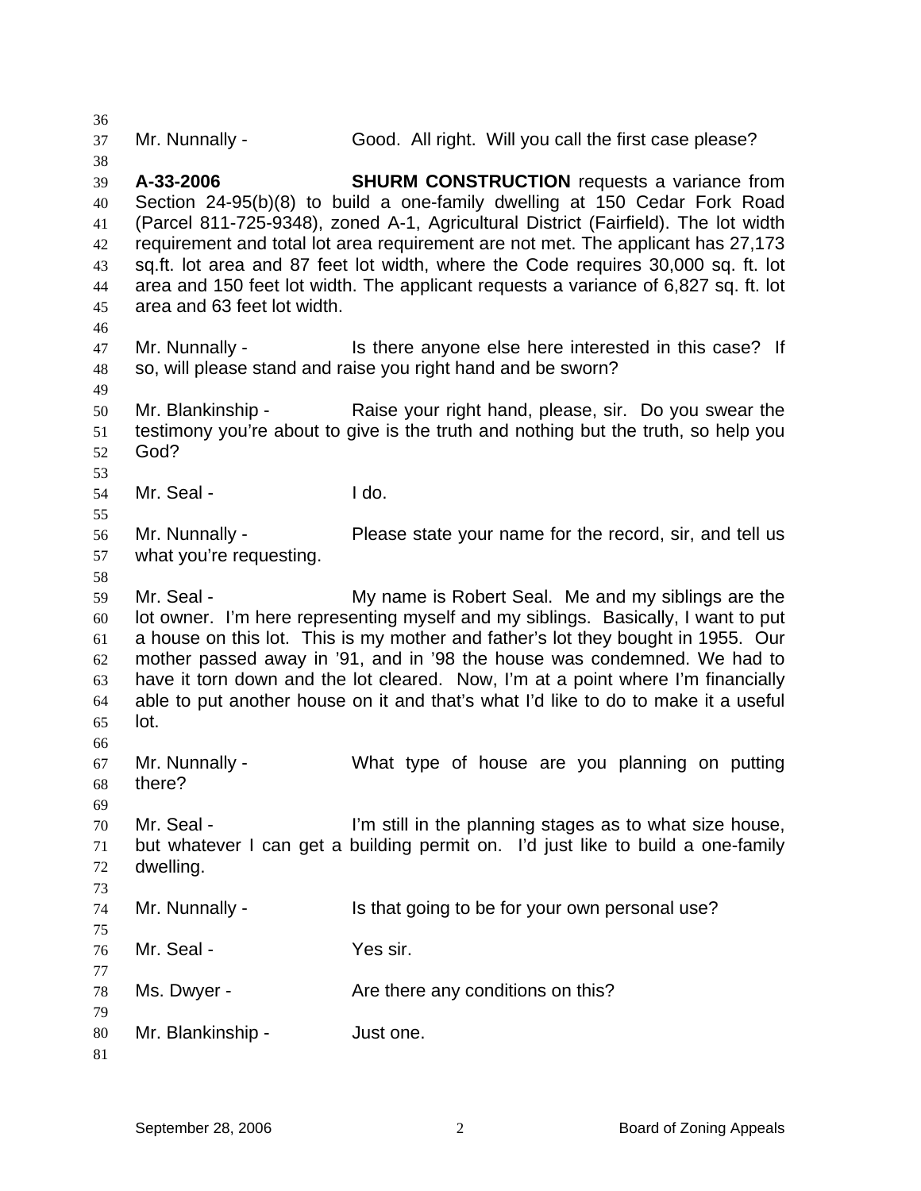Mr. Nunnally - Good. All right. Will you call the first case please?

**A-33-2006** **SHURM CONSTRUCTION** requests a variance from Section 24-95(b)(8) to build a one-family dwelling at 150 Cedar Fork Road (Parcel 811-725-9348), zoned A-1, Agricultural District (Fairfield). The lot width requirement and total lot area requirement are not met. The applicant has 27,173 sq.ft. lot area and 87 feet lot width, where the Code requires 30,000 sq. ft. lot area and 150 feet lot width. The applicant requests a variance of 6,827 sq. ft. lot area and 63 feet lot width.

Mr. Nunnally - Is there anyone else here interested in this case? If so, will please stand and raise you right hand and be sworn?

Mr. Blankinship - Raise your right hand, please, sir. Do you swear the testimony you're about to give is the truth and nothing but the truth, so help you God?

Mr. Seal - I do.

Mr. Nunnally - Please state your name for the record, sir, and tell us what you're requesting.

Mr. Seal - My name is Robert Seal. Me and my siblings are the lot owner. I'm here representing myself and my siblings. Basically, I want to put a house on this lot. This is my mother and father's lot they bought in 1955. Our mother passed away in '91, and in '98 the house was condemned. We had to have it torn down and the lot cleared. Now, I'm at a point where I'm financially able to put another house on it and that's what I'd like to do to make it a useful lot.

Mr. Nunnally - What type of house are you planning on putting there?

Mr. Seal - I'm still in the planning stages as to what size house, but whatever I can get a building permit on. I'd just like to build a one-family dwelling.

Mr. Nunnally - Is that going to be for your own personal use?

Mr. Seal - Yes sir.

Ms. Dwyer - Are there any conditions on this?

Mr. Blankinship - Just one.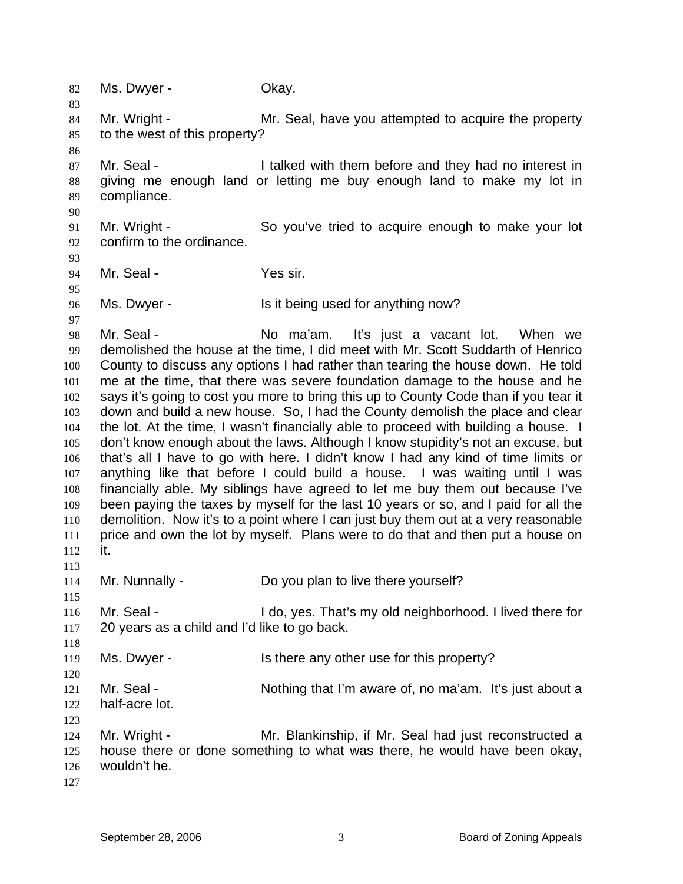Ms. Dwyer - Okay.

Mr. Wright - Mr. Seal, have you attempted to acquire the property to the west of this property?

Mr. Seal - I talked with them before and they had no interest in giving me enough land or letting me buy enough land to make my lot in compliance.

Mr. Wright - So you've tried to acquire enough to make your lot confirm to the ordinance.

Mr. Seal - Yes sir.

Ms. Dwyer - Is it being used for anything now?

Mr. Seal - No ma'am. It's just a vacant lot. When we demolished the house at the time, I did meet with Mr. Scott Suddarth of Henrico County to discuss any options I had rather than tearing the house down. He told me at the time, that there was severe foundation damage to the house and he says it's going to cost you more to bring this up to County Code than if you tear it down and build a new house. So, I had the County demolish the place and clear the lot. At the time, I wasn't financially able to proceed with building a house. I don't know enough about the laws. Although I know stupidity's not an excuse, but that's all I have to go with here. I didn't know I had any kind of time limits or anything like that before I could build a house. I was waiting until I was financially able. My siblings have agreed to let me buy them out because I've been paying the taxes by myself for the last 10 years or so, and I paid for all the demolition. Now it's to a point where I can just buy them out at a very reasonable price and own the lot by myself. Plans were to do that and then put a house on it.

Mr. Nunnally - Do you plan to live there yourself?

Mr. Seal - I do, yes. That's my old neighborhood. I lived there for 20 years as a child and I'd like to go back.

Ms. Dwyer - Is there any other use for this property?

Mr. Seal - Nothing that I'm aware of, no ma'am. It's just about a half-acre lot.

Mr. Wright - Mr. Blankinship, if Mr. Seal had just reconstructed a house there or done something to what was there, he would have been okay, wouldn't he.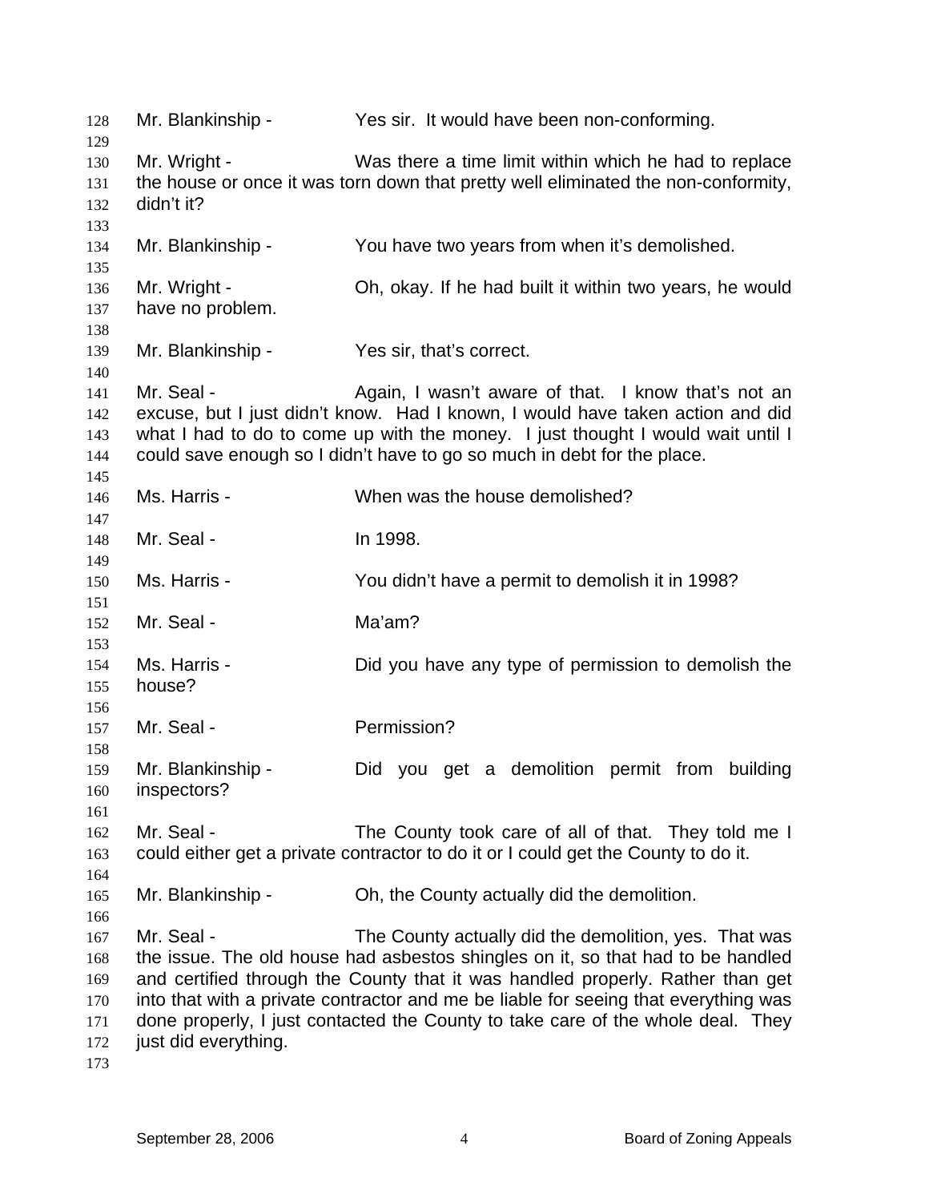Mr. Blankinship - Yes sir. It would have been non-conforming.

Mr. Wright - Was there a time limit within which he had to replace the house or once it was torn down that pretty well eliminated the non-conformity, didn't it?

Mr. Blankinship - You have two years from when it's demolished.

Mr. Wright - Oh, okay. If he had built it within two years, he would have no problem.

Mr. Blankinship - Yes sir, that's correct.

Mr. Seal - Again, I wasn't aware of that. I know that's not an excuse, but I just didn't know. Had I known, I would have taken action and did what I had to do to come up with the money. I just thought I would wait until I could save enough so I didn't have to go so much in debt for the place.

Ms. Harris - When was the house demolished?

Mr. Seal - In 1998.

Ms. Harris - You didn't have a permit to demolish it in 1998?

Mr. Seal - Ma'am?

Ms. Harris - Did you have any type of permission to demolish the house?

Mr. Seal - Permission?

Mr. Blankinship - Did you get a demolition permit from building inspectors?

Mr. Seal - The County took care of all of that. They told me I could either get a private contractor to do it or I could get the County to do it.

Mr. Blankinship - Oh, the County actually did the demolition.

Mr. Seal - The County actually did the demolition, yes. That was the issue. The old house had asbestos shingles on it, so that had to be handled and certified through the County that it was handled properly. Rather than get into that with a private contractor and me be liable for seeing that everything was done properly, I just contacted the County to take care of the whole deal. They just did everything.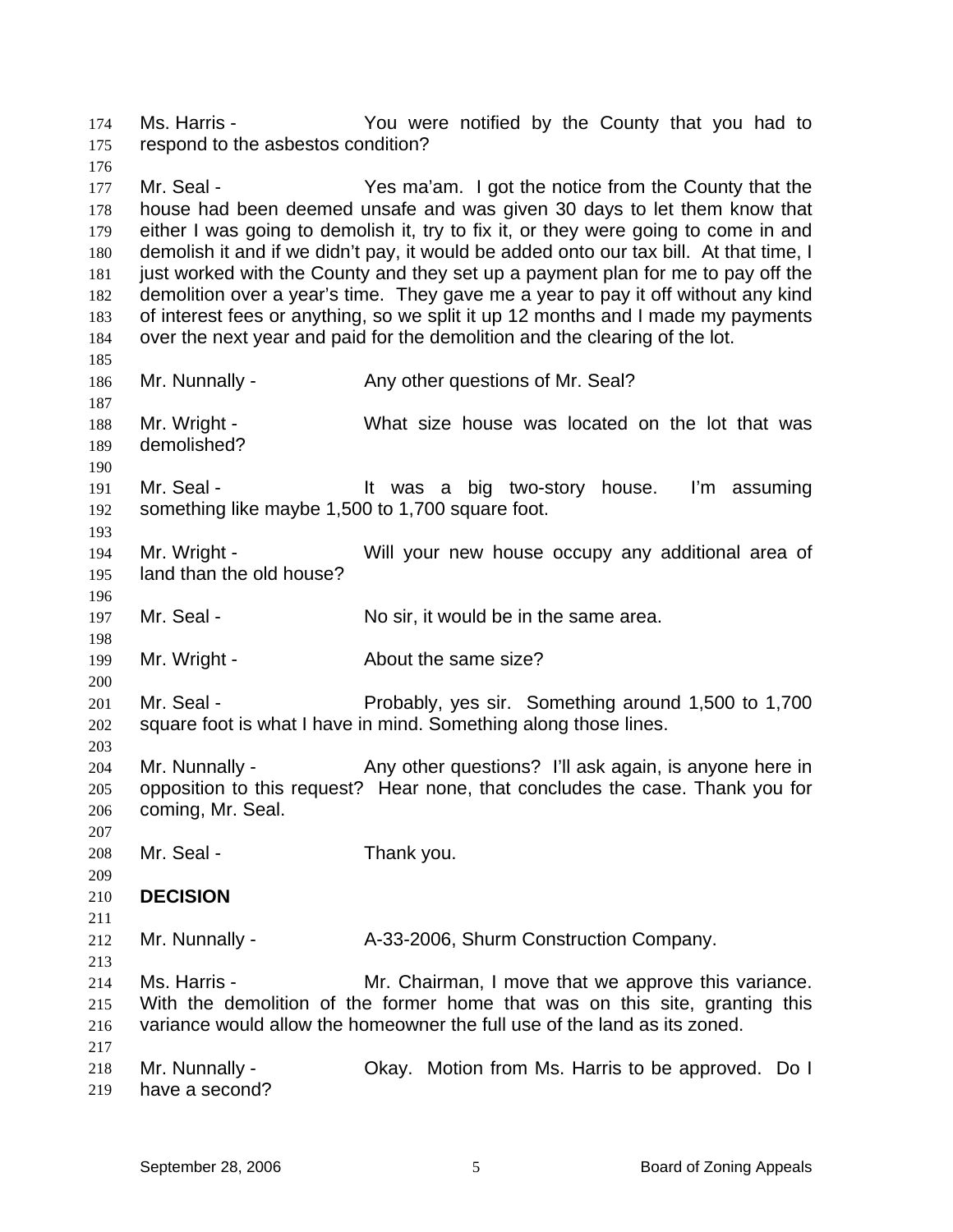Ms. Harris - You were notified by the County that you had to respond to the asbestos condition?

Mr. Seal - Yes ma'am. I got the notice from the County that the house had been deemed unsafe and was given 30 days to let them know that either I was going to demolish it, try to fix it, or they were going to come in and demolish it and if we didn't pay, it would be added onto our tax bill. At that time, I just worked with the County and they set up a payment plan for me to pay off the demolition over a year's time. They gave me a year to pay it off without any kind of interest fees or anything, so we split it up 12 months and I made my payments over the next year and paid for the demolition and the clearing of the lot.

Mr. Nunnally - Any other questions of Mr. Seal?

Mr. Wright - What size house was located on the lot that was demolished?

Mr. Seal - It was a big two-story house. I'm assuming something like maybe 1,500 to 1,700 square foot.

Mr. Wright - Will your new house occupy any additional area of land than the old house?

Mr. Seal - No sir, it would be in the same area.

Mr. Wright - About the same size?

Mr. Seal - Probably, yes sir. Something around 1,500 to 1,700 square foot is what I have in mind. Something along those lines.

Mr. Nunnally - Any other questions? I'll ask again, is anyone here in opposition to this request? Hear none, that concludes the case. Thank you for coming, Mr. Seal.

Mr. Seal - Thank you.

**DECISION**

Mr. Nunnally - A-33-2006, Shurm Construction Company.

Ms. Harris - Mr. Chairman, I move that we approve this variance. With the demolition of the former home that was on this site, granting this variance would allow the homeowner the full use of the land as its zoned.

Mr. Nunnally - Okay. Motion from Ms. Harris to be approved. Do I have a second?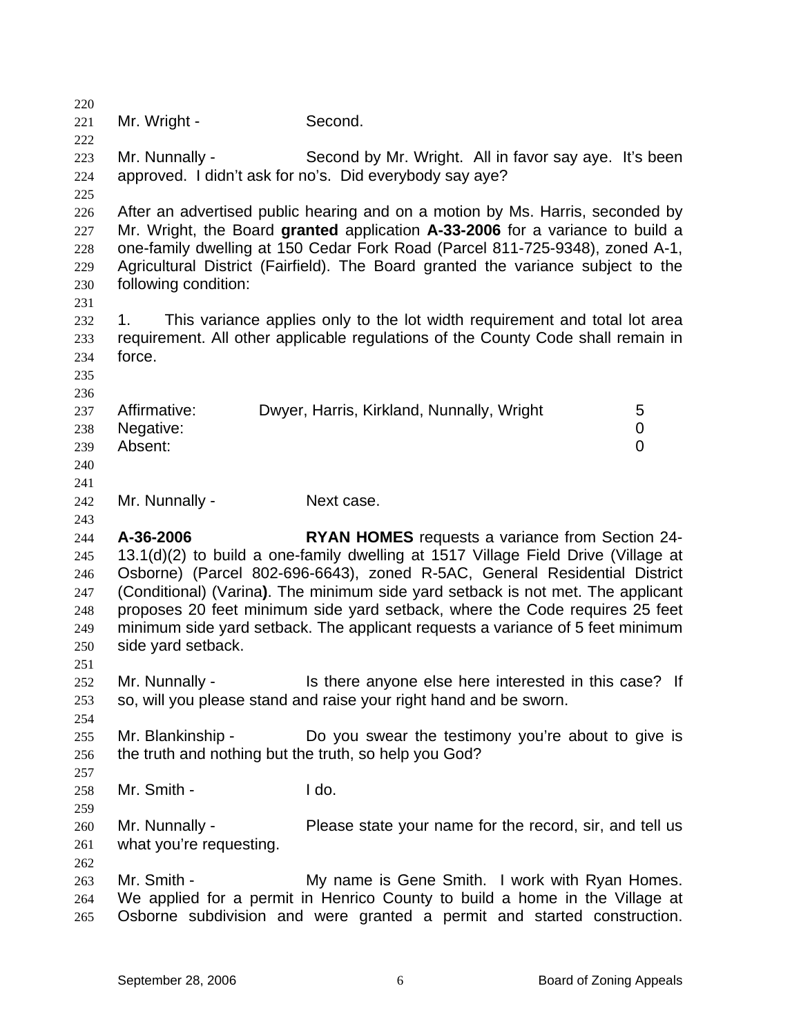Mr. Wright - Second.

Mr. Nunnally - Second by Mr. Wright. All in favor say aye. It's been approved. I didn't ask for no's. Did everybody say aye?

After an advertised public hearing and on a motion by Ms. Harris, seconded by Mr. Wright, the Board **granted** application **A-33-2006** for a variance to build a one-family dwelling at 150 Cedar Fork Road (Parcel 811-725-9348), zoned A-1, Agricultural District (Fairfield). The Board granted the variance subject to the following condition:

1. This variance applies only to the lot width requirement and total lot area requirement. All other applicable regulations of the County Code shall remain in force.

| | | |
|---|---|---|
| Affirmative: | Dwyer, Harris, Kirkland, Nunnally, Wright | 5 |
| Negative: | | 0 |
| Absent: | | 0 |

Mr. Nunnally - Next case.

**A-36-2006** **RYAN HOMES** requests a variance from Section 24-13.1(d)(2) to build a one-family dwelling at 1517 Village Field Drive (Village at Osborne) (Parcel 802-696-6643), zoned R-5AC, General Residential District (Conditional) (Varina**)**. The minimum side yard setback is not met. The applicant proposes 20 feet minimum side yard setback, where the Code requires 25 feet minimum side yard setback. The applicant requests a variance of 5 feet minimum side yard setback.

Mr. Nunnally - Is there anyone else here interested in this case? If so, will you please stand and raise your right hand and be sworn.

Mr. Blankinship - Do you swear the testimony you're about to give is the truth and nothing but the truth, so help you God?

Mr. Smith - I do.

Mr. Nunnally - Please state your name for the record, sir, and tell us what you're requesting.

Mr. Smith - My name is Gene Smith. I work with Ryan Homes. We applied for a permit in Henrico County to build a home in the Village at Osborne subdivision and were granted a permit and started construction.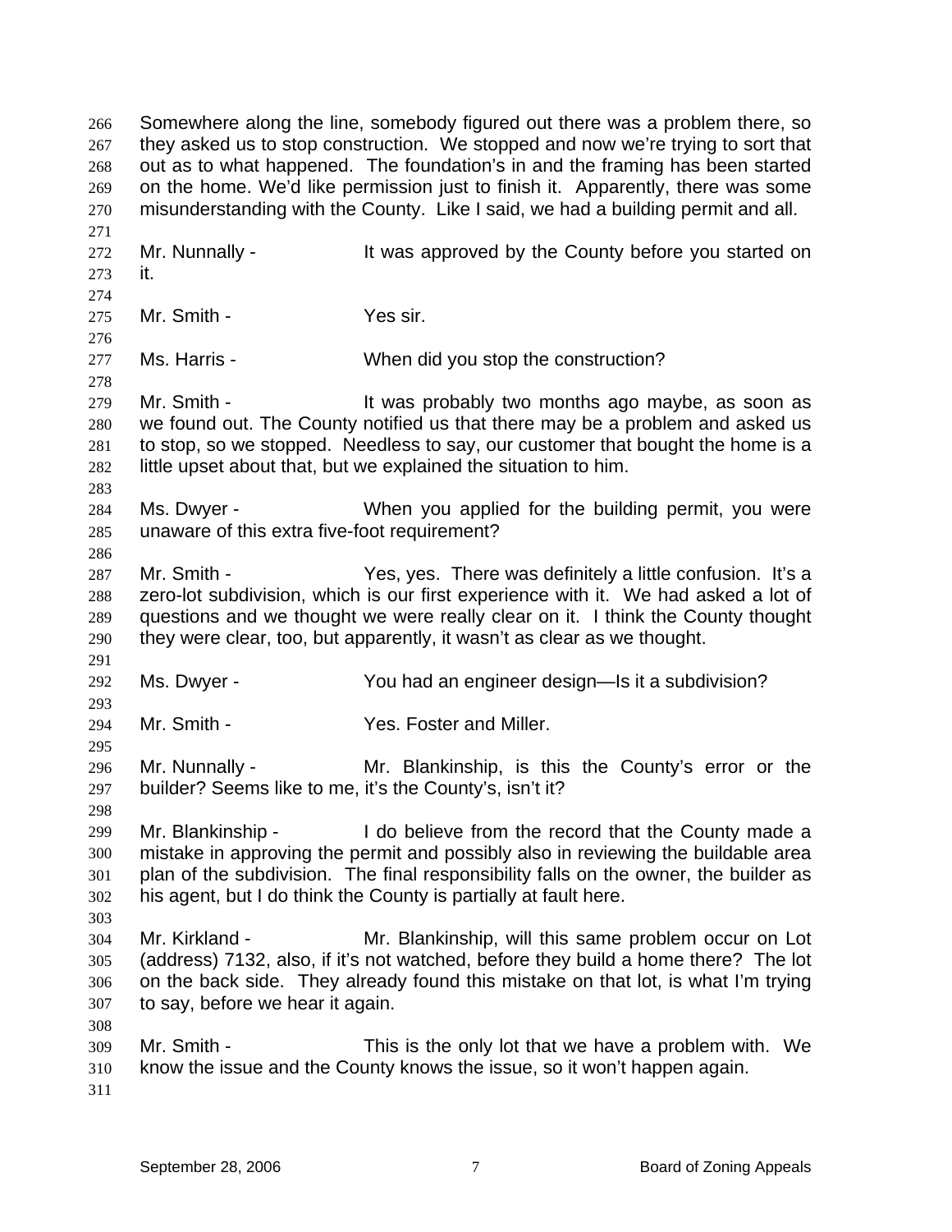Somewhere along the line, somebody figured out there was a problem there, so they asked us to stop construction. We stopped and now we're trying to sort that out as to what happened. The foundation's in and the framing has been started on the home. We'd like permission just to finish it. Apparently, there was some misunderstanding with the County. Like I said, we had a building permit and all.

Mr. Nunnally - It was approved by the County before you started on it.

Mr. Smith - Yes sir.

Ms. Harris - When did you stop the construction?

Mr. Smith - It was probably two months ago maybe, as soon as we found out. The County notified us that there may be a problem and asked us to stop, so we stopped. Needless to say, our customer that bought the home is a little upset about that, but we explained the situation to him.

Ms. Dwyer - When you applied for the building permit, you were unaware of this extra five-foot requirement?

Mr. Smith - Yes, yes. There was definitely a little confusion. It's a zero-lot subdivision, which is our first experience with it. We had asked a lot of questions and we thought we were really clear on it. I think the County thought they were clear, too, but apparently, it wasn't as clear as we thought.

Ms. Dwyer - You had an engineer design—Is it a subdivision?

Mr. Smith - Yes. Foster and Miller.

Mr. Nunnally - Mr. Blankinship, is this the County's error or the builder? Seems like to me, it's the County's, isn't it?

Mr. Blankinship - I do believe from the record that the County made a mistake in approving the permit and possibly also in reviewing the buildable area plan of the subdivision. The final responsibility falls on the owner, the builder as his agent, but I do think the County is partially at fault here.

Mr. Kirkland - Mr. Blankinship, will this same problem occur on Lot (address) 7132, also, if it's not watched, before they build a home there? The lot on the back side. They already found this mistake on that lot, is what I'm trying to say, before we hear it again.

Mr. Smith - This is the only lot that we have a problem with. We know the issue and the County knows the issue, so it won't happen again.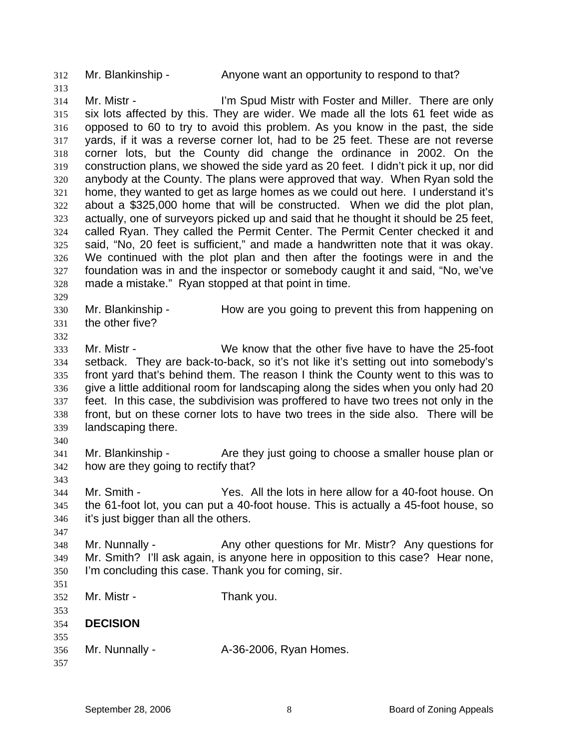Mr. Blankinship - Anyone want an opportunity to respond to that?

Mr. Mistr - I'm Spud Mistr with Foster and Miller. There are only six lots affected by this. They are wider. We made all the lots 61 feet wide as opposed to 60 to try to avoid this problem. As you know in the past, the side yards, if it was a reverse corner lot, had to be 25 feet. These are not reverse corner lots, but the County did change the ordinance in 2002. On the construction plans, we showed the side yard as 20 feet. I didn't pick it up, nor did anybody at the County. The plans were approved that way. When Ryan sold the home, they wanted to get as large homes as we could out here. I understand it's about a $325,000 home that will be constructed. When we did the plot plan, actually, one of surveyors picked up and said that he thought it should be 25 feet, called Ryan. They called the Permit Center. The Permit Center checked it and said, "No, 20 feet is sufficient," and made a handwritten note that it was okay. We continued with the plot plan and then after the footings were in and the foundation was in and the inspector or somebody caught it and said, "No, we've made a mistake." Ryan stopped at that point in time.

Mr. Blankinship - How are you going to prevent this from happening on the other five?

Mr. Mistr - We know that the other five have to have the 25-foot setback. They are back-to-back, so it's not like it's setting out into somebody's front yard that's behind them. The reason I think the County went to this was to give a little additional room for landscaping along the sides when you only had 20 feet. In this case, the subdivision was proffered to have two trees not only in the front, but on these corner lots to have two trees in the side also. There will be landscaping there.

Mr. Blankinship - Are they just going to choose a smaller house plan or how are they going to rectify that?

Mr. Smith - Yes. All the lots in here allow for a 40-foot house. On the 61-foot lot, you can put a 40-foot house. This is actually a 45-foot house, so it's just bigger than all the others.

Mr. Nunnally - Any other questions for Mr. Mistr? Any questions for Mr. Smith? I'll ask again, is anyone here in opposition to this case? Hear none, I'm concluding this case. Thank you for coming, sir.

Mr. Mistr - Thank you.

**DECISION**

Mr. Nunnally - A-36-2006, Ryan Homes.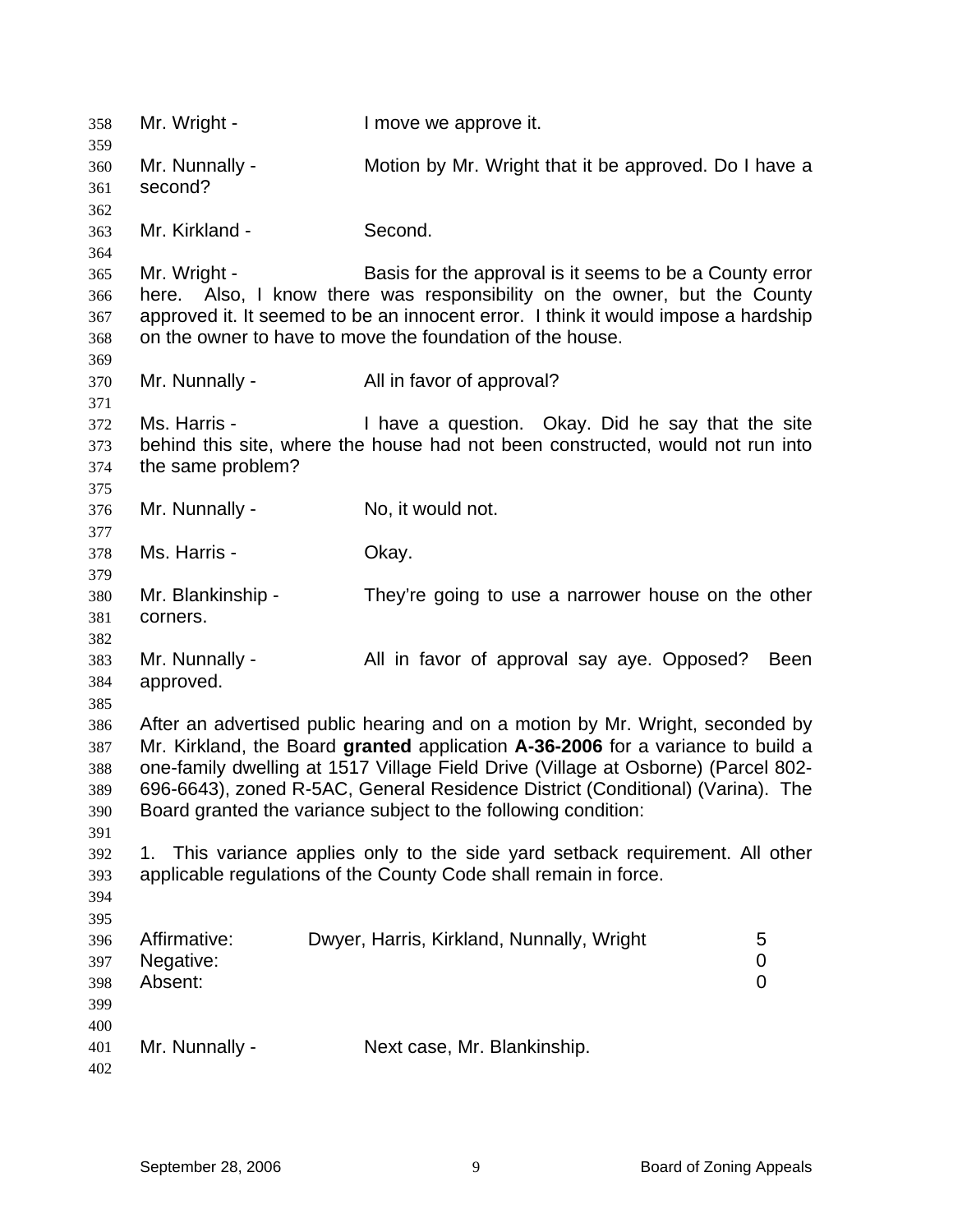Mr. Wright - I move we approve it.

Mr. Nunnally - Motion by Mr. Wright that it be approved. Do I have a second?

Mr. Kirkland - Second.

Mr. Wright - Basis for the approval is it seems to be a County error here. Also, I know there was responsibility on the owner, but the County approved it. It seemed to be an innocent error. I think it would impose a hardship on the owner to have to move the foundation of the house.

Mr. Nunnally - All in favor of approval?

Ms. Harris - I have a question. Okay. Did he say that the site behind this site, where the house had not been constructed, would not run into the same problem?

Mr. Nunnally - No, it would not.

Ms. Harris - Okay.

Mr. Blankinship - They're going to use a narrower house on the other corners.

Mr. Nunnally - All in favor of approval say aye. Opposed? Been approved.

After an advertised public hearing and on a motion by Mr. Wright, seconded by Mr. Kirkland, the Board **granted** application **A-36-2006** for a variance to build a one-family dwelling at 1517 Village Field Drive (Village at Osborne) (Parcel 802-696-6643), zoned R-5AC, General Residence District (Conditional) (Varina). The Board granted the variance subject to the following condition:

1. This variance applies only to the side yard setback requirement. All other applicable regulations of the County Code shall remain in force.

| | | |
|---|---|---|
| Affirmative: | Dwyer, Harris, Kirkland, Nunnally, Wright | 5 |
| Negative: | | 0 |
| Absent: | | 0 |

Mr. Nunnally - Next case, Mr. Blankinship.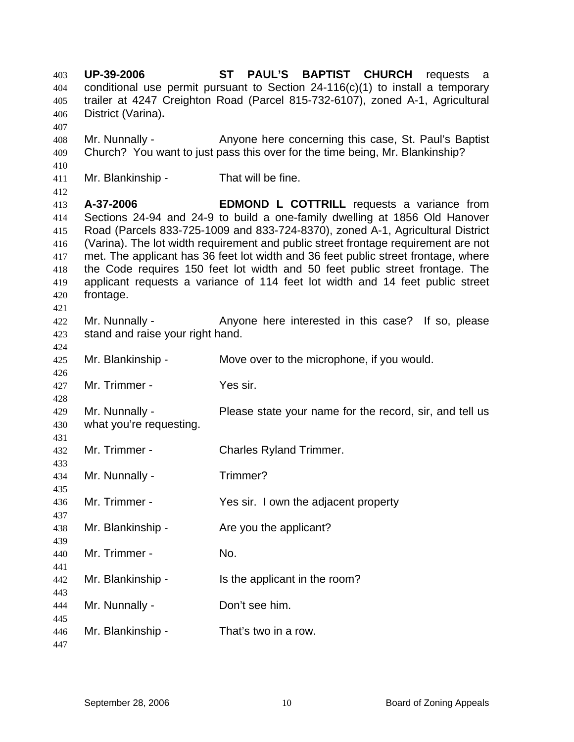**UP-39-2006** **ST PAUL'S BAPTIST CHURCH** requests a conditional use permit pursuant to Section 24-116(c)(1) to install a temporary trailer at 4247 Creighton Road (Parcel 815-732-6107), zoned A-1, Agricultural District (Varina)**.**

Mr. Nunnally - Anyone here concerning this case, St. Paul's Baptist Church? You want to just pass this over for the time being, Mr. Blankinship?

Mr. Blankinship - That will be fine.

**A-37-2006** **EDMOND L COTTRILL** requests a variance from Sections 24-94 and 24-9 to build a one-family dwelling at 1856 Old Hanover Road (Parcels 833-725-1009 and 833-724-8370), zoned A-1, Agricultural District (Varina). The lot width requirement and public street frontage requirement are not met. The applicant has 36 feet lot width and 36 feet public street frontage, where the Code requires 150 feet lot width and 50 feet public street frontage. The applicant requests a variance of 114 feet lot width and 14 feet public street frontage.

Mr. Nunnally - Anyone here interested in this case? If so, please stand and raise your right hand.

Mr. Blankinship - Move over to the microphone, if you would.

Mr. Trimmer - Yes sir.

Mr. Nunnally - Please state your name for the record, sir, and tell us what you're requesting.

Mr. Trimmer - Charles Ryland Trimmer.

Mr. Nunnally - Trimmer?

Mr. Trimmer - Yes sir. I own the adjacent property

Mr. Blankinship - Are you the applicant?

Mr. Trimmer - No.

Mr. Blankinship - Is the applicant in the room?

Mr. Nunnally - Don't see him.

Mr. Blankinship - That's two in a row.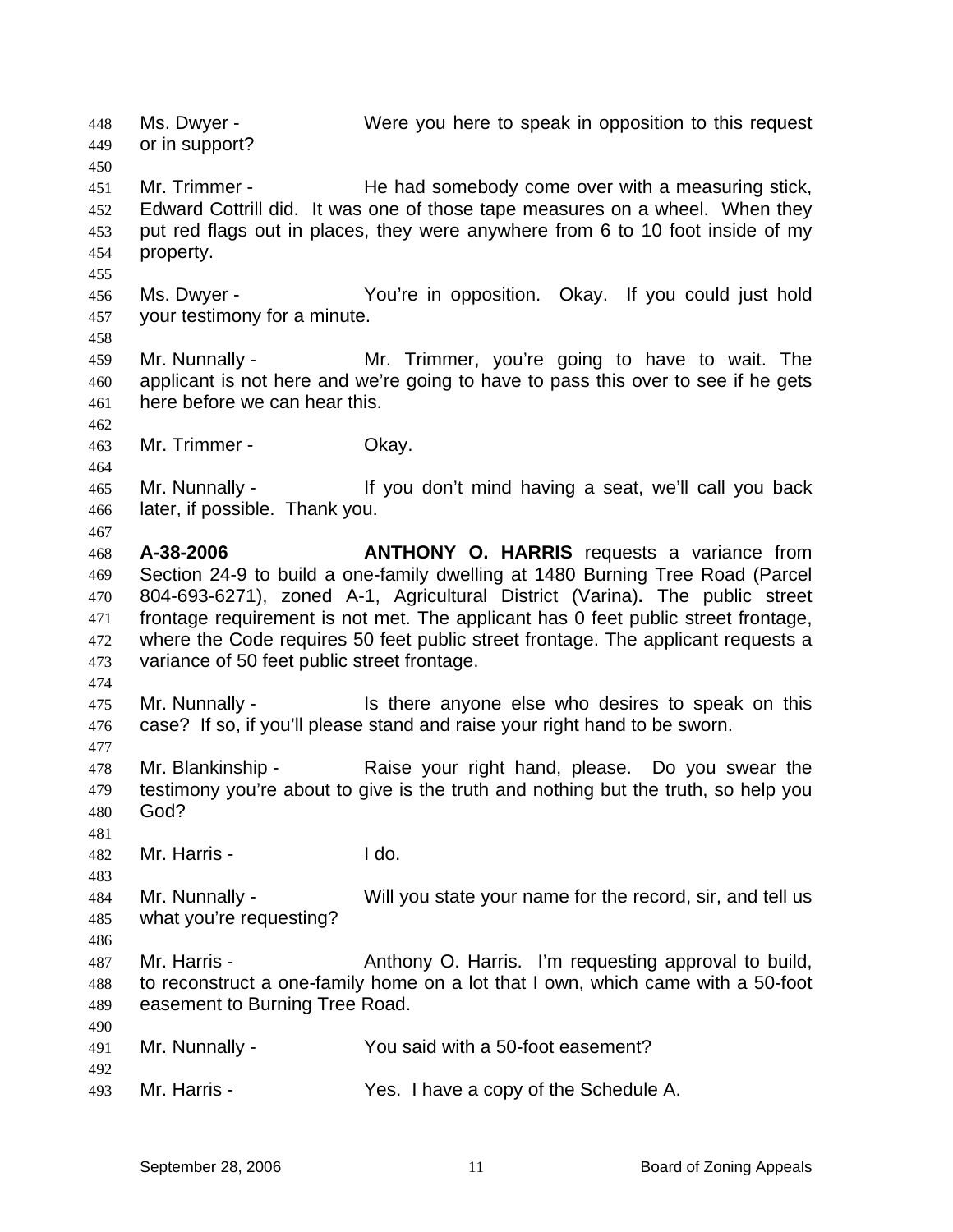Ms. Dwyer - Were you here to speak in opposition to this request or in support?

Mr. Trimmer - He had somebody come over with a measuring stick, Edward Cottrill did. It was one of those tape measures on a wheel. When they put red flags out in places, they were anywhere from 6 to 10 foot inside of my property.

Ms. Dwyer - You're in opposition. Okay. If you could just hold your testimony for a minute.

Mr. Nunnally - Mr. Trimmer, you're going to have to wait. The applicant is not here and we're going to have to pass this over to see if he gets here before we can hear this.

Mr. Trimmer - Okay.

Mr. Nunnally - If you don't mind having a seat, we'll call you back later, if possible. Thank you.

**A-38-2006** **ANTHONY O. HARRIS** requests a variance from Section 24-9 to build a one-family dwelling at 1480 Burning Tree Road (Parcel 804-693-6271), zoned A-1, Agricultural District (Varina)**.** The public street frontage requirement is not met. The applicant has 0 feet public street frontage, where the Code requires 50 feet public street frontage. The applicant requests a variance of 50 feet public street frontage.

Mr. Nunnally - Is there anyone else who desires to speak on this case? If so, if you'll please stand and raise your right hand to be sworn.

Mr. Blankinship - Raise your right hand, please. Do you swear the testimony you're about to give is the truth and nothing but the truth, so help you God?

Mr. Harris - I do.

Mr. Nunnally - Will you state your name for the record, sir, and tell us what you're requesting?

Mr. Harris - Anthony O. Harris. I'm requesting approval to build, to reconstruct a one-family home on a lot that I own, which came with a 50-foot easement to Burning Tree Road.

Mr. Nunnally - You said with a 50-foot easement?

Mr. Harris - Yes. I have a copy of the Schedule A.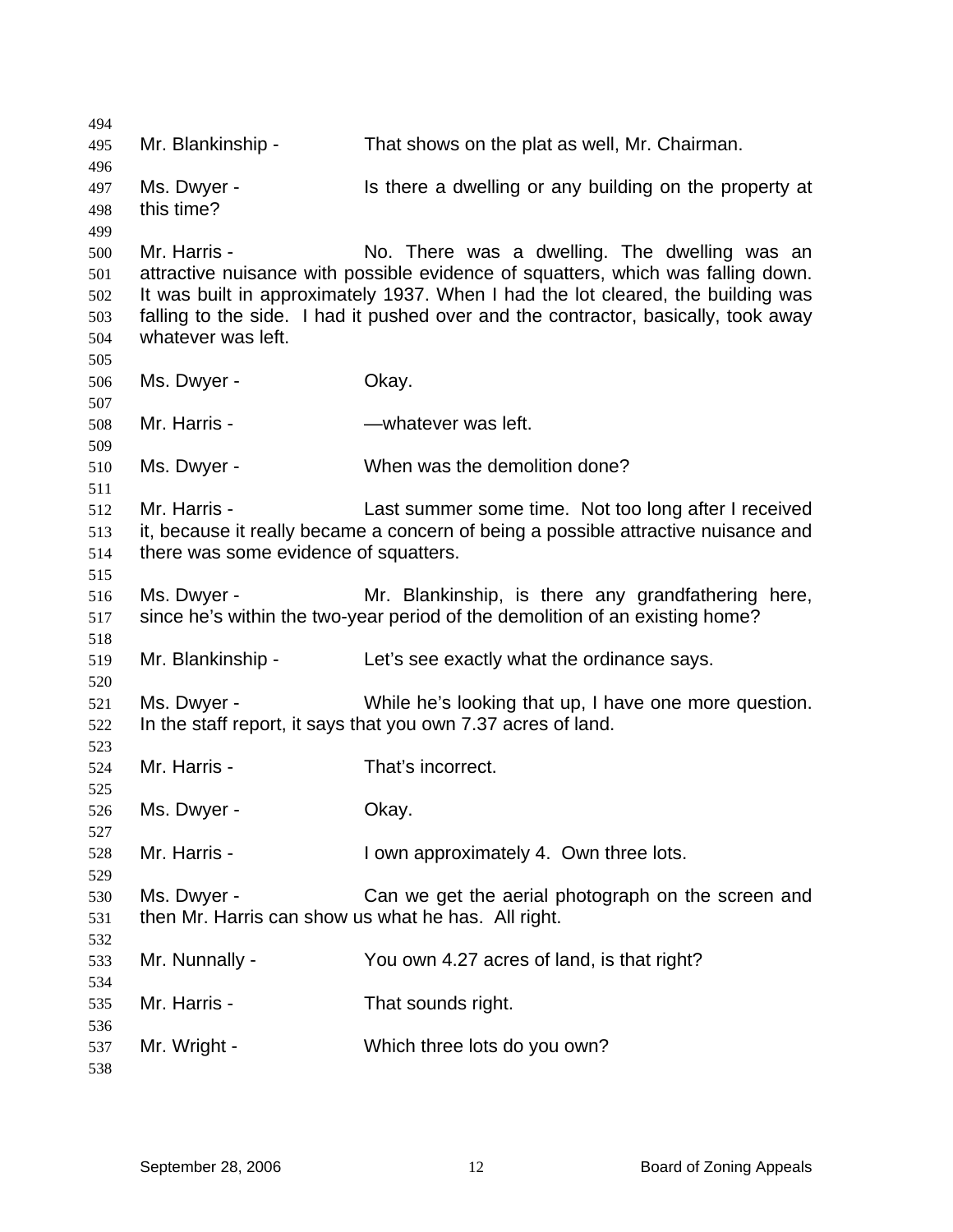Mr. Blankinship - That shows on the plat as well, Mr. Chairman.

Ms. Dwyer - Is there a dwelling or any building on the property at this time?

Mr. Harris - No. There was a dwelling. The dwelling was an attractive nuisance with possible evidence of squatters, which was falling down. It was built in approximately 1937. When I had the lot cleared, the building was falling to the side. I had it pushed over and the contractor, basically, took away whatever was left.

Ms. Dwyer - Okay.

Mr. Harris - —whatever was left.

Ms. Dwyer - When was the demolition done?

Mr. Harris - Last summer some time. Not too long after I received it, because it really became a concern of being a possible attractive nuisance and there was some evidence of squatters.

Ms. Dwyer - Mr. Blankinship, is there any grandfathering here, since he's within the two-year period of the demolition of an existing home?

Mr. Blankinship - Let's see exactly what the ordinance says.

Ms. Dwyer - While he's looking that up, I have one more question. In the staff report, it says that you own 7.37 acres of land.

Mr. Harris - That's incorrect.

Ms. Dwyer - Okay.

Mr. Harris - I own approximately 4. Own three lots.

Ms. Dwyer - Can we get the aerial photograph on the screen and then Mr. Harris can show us what he has. All right.

Mr. Nunnally - You own 4.27 acres of land, is that right?

Mr. Harris - That sounds right.

Mr. Wright - Which three lots do you own?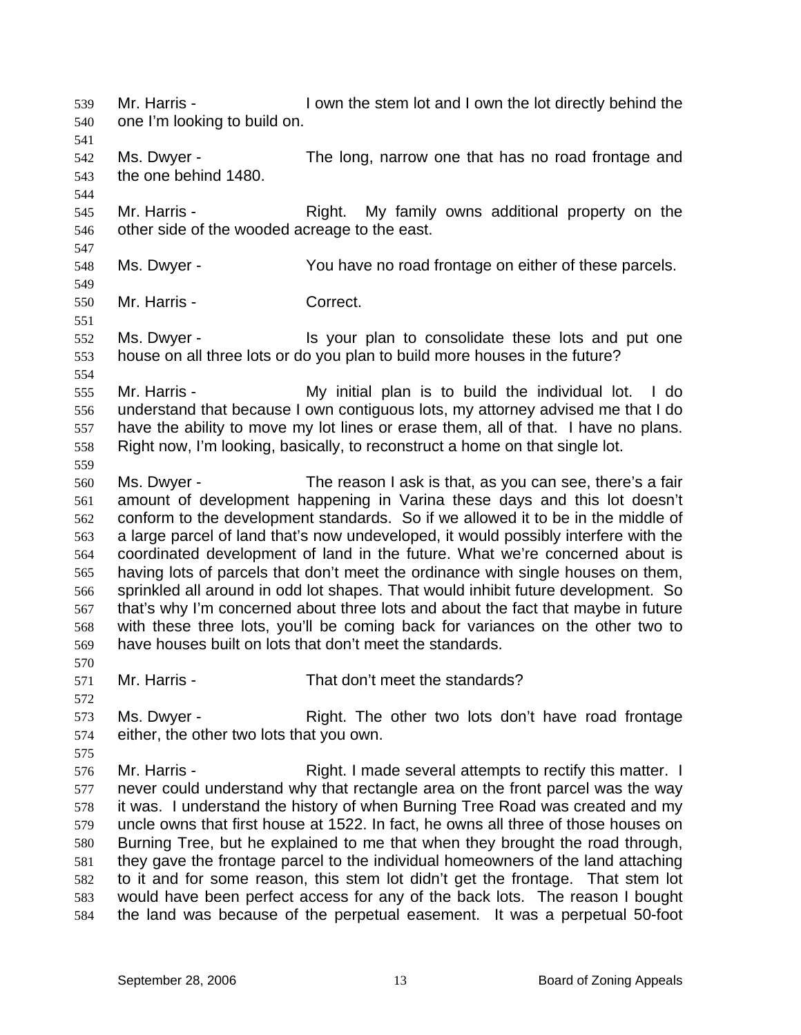Mr. Harris - I own the stem lot and I own the lot directly behind the one I'm looking to build on.

Ms. Dwyer - The long, narrow one that has no road frontage and the one behind 1480.

Mr. Harris - Right. My family owns additional property on the other side of the wooded acreage to the east.

Ms. Dwyer - You have no road frontage on either of these parcels.

Mr. Harris - Correct.

Ms. Dwyer - Is your plan to consolidate these lots and put one house on all three lots or do you plan to build more houses in the future?

Mr. Harris - My initial plan is to build the individual lot. I do understand that because I own contiguous lots, my attorney advised me that I do have the ability to move my lot lines or erase them, all of that. I have no plans. Right now, I'm looking, basically, to reconstruct a home on that single lot.

Ms. Dwyer - The reason I ask is that, as you can see, there's a fair amount of development happening in Varina these days and this lot doesn't conform to the development standards. So if we allowed it to be in the middle of a large parcel of land that's now undeveloped, it would possibly interfere with the coordinated development of land in the future. What we're concerned about is having lots of parcels that don't meet the ordinance with single houses on them, sprinkled all around in odd lot shapes. That would inhibit future development. So that's why I'm concerned about three lots and about the fact that maybe in future with these three lots, you'll be coming back for variances on the other two to have houses built on lots that don't meet the standards.

Mr. Harris - That don't meet the standards?

Ms. Dwyer - Right. The other two lots don't have road frontage either, the other two lots that you own.

Mr. Harris - Right. I made several attempts to rectify this matter. I never could understand why that rectangle area on the front parcel was the way it was. I understand the history of when Burning Tree Road was created and my uncle owns that first house at 1522. In fact, he owns all three of those houses on Burning Tree, but he explained to me that when they brought the road through, they gave the frontage parcel to the individual homeowners of the land attaching to it and for some reason, this stem lot didn't get the frontage. That stem lot would have been perfect access for any of the back lots. The reason I bought the land was because of the perpetual easement. It was a perpetual 50-foot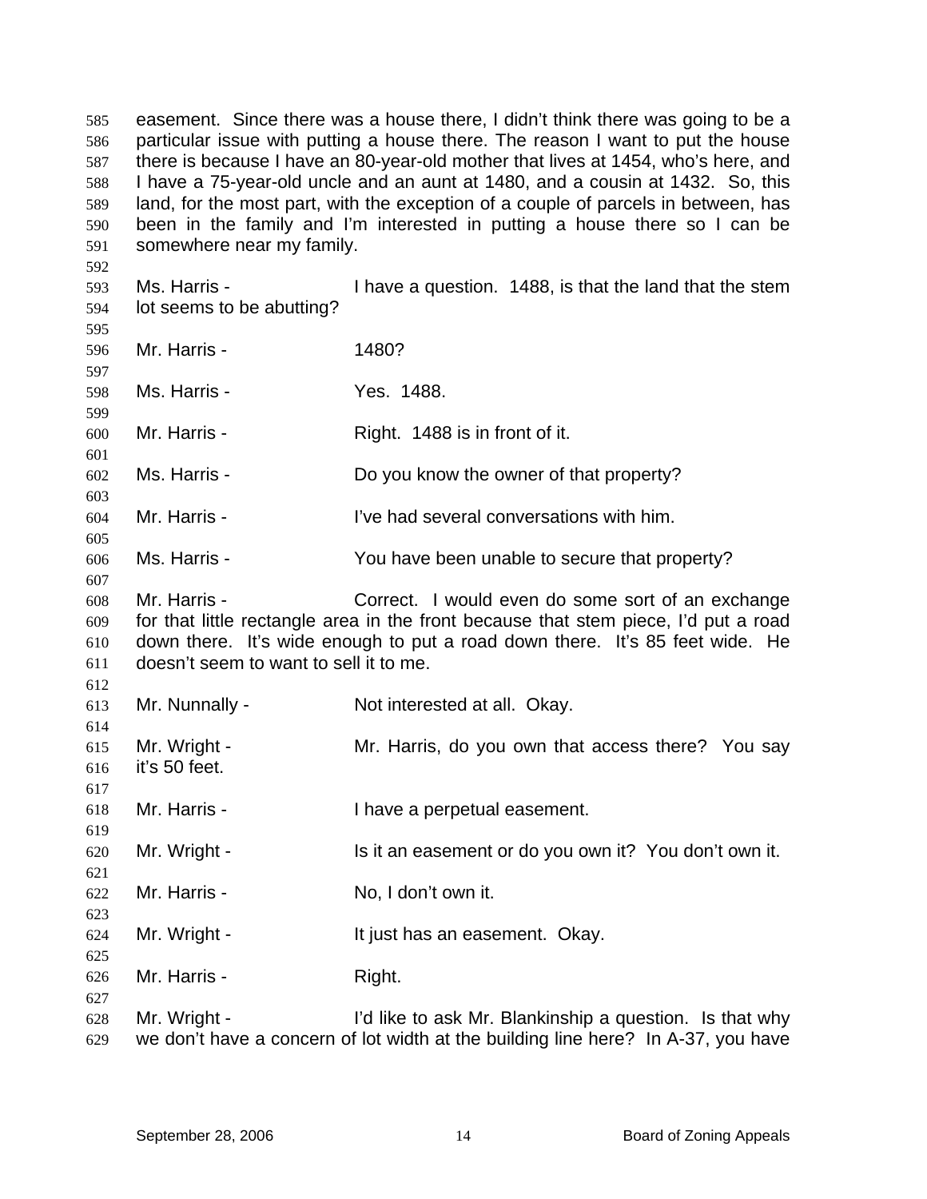easement. Since there was a house there, I didn't think there was going to be a particular issue with putting a house there. The reason I want to put the house there is because I have an 80-year-old mother that lives at 1454, who's here, and I have a 75-year-old uncle and an aunt at 1480, and a cousin at 1432. So, this land, for the most part, with the exception of a couple of parcels in between, has been in the family and I'm interested in putting a house there so I can be somewhere near my family.

Ms. Harris - I have a question. 1488, is that the land that the stem lot seems to be abutting?

Mr. Harris - 1480?

Ms. Harris - Yes. 1488.

Mr. Harris - Right. 1488 is in front of it.

Ms. Harris - Do you know the owner of that property?

Mr. Harris - I've had several conversations with him.

Ms. Harris - You have been unable to secure that property?

Mr. Harris - Correct. I would even do some sort of an exchange for that little rectangle area in the front because that stem piece, I'd put a road down there. It's wide enough to put a road down there. It's 85 feet wide. He doesn't seem to want to sell it to me.

Mr. Nunnally - Not interested at all. Okay.

Mr. Wright - Mr. Harris, do you own that access there? You say it's 50 feet.

Mr. Harris - I have a perpetual easement.

Mr. Wright - Is it an easement or do you own it? You don't own it.

Mr. Harris - No, I don't own it.

Mr. Wright - It just has an easement. Okay.

Mr. Harris - Right.

Mr. Wright - I'd like to ask Mr. Blankinship a question. Is that why we don't have a concern of lot width at the building line here? In A-37, you have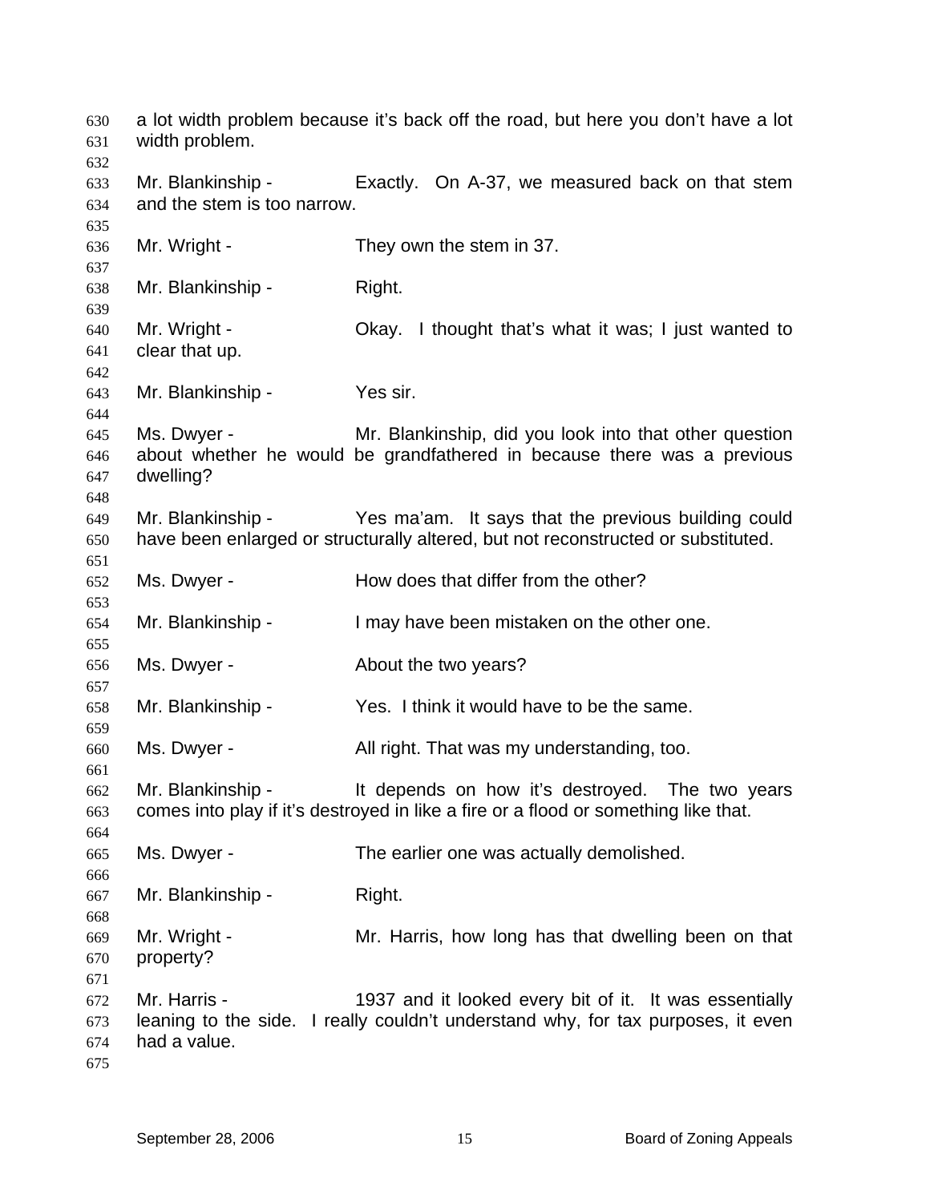a lot width problem because it's back off the road, but here you don't have a lot width problem.

Mr. Blankinship - Exactly. On A-37, we measured back on that stem and the stem is too narrow.

Mr. Wright - They own the stem in 37.

Mr. Blankinship - Right.

Mr. Wright - Okay. I thought that's what it was; I just wanted to clear that up.

Mr. Blankinship - Yes sir.

Ms. Dwyer - Mr. Blankinship, did you look into that other question about whether he would be grandfathered in because there was a previous dwelling?

Mr. Blankinship - Yes ma'am. It says that the previous building could have been enlarged or structurally altered, but not reconstructed or substituted.

Ms. Dwyer - How does that differ from the other?

Mr. Blankinship - I may have been mistaken on the other one.

Ms. Dwyer - About the two years?

Mr. Blankinship - Yes. I think it would have to be the same.

Ms. Dwyer - All right. That was my understanding, too.

Mr. Blankinship - It depends on how it's destroyed. The two years comes into play if it's destroyed in like a fire or a flood or something like that.

Ms. Dwyer - The earlier one was actually demolished.

Mr. Blankinship - Right.

Mr. Wright - Mr. Harris, how long has that dwelling been on that property?

Mr. Harris - 1937 and it looked every bit of it. It was essentially leaning to the side. I really couldn't understand why, for tax purposes, it even had a value.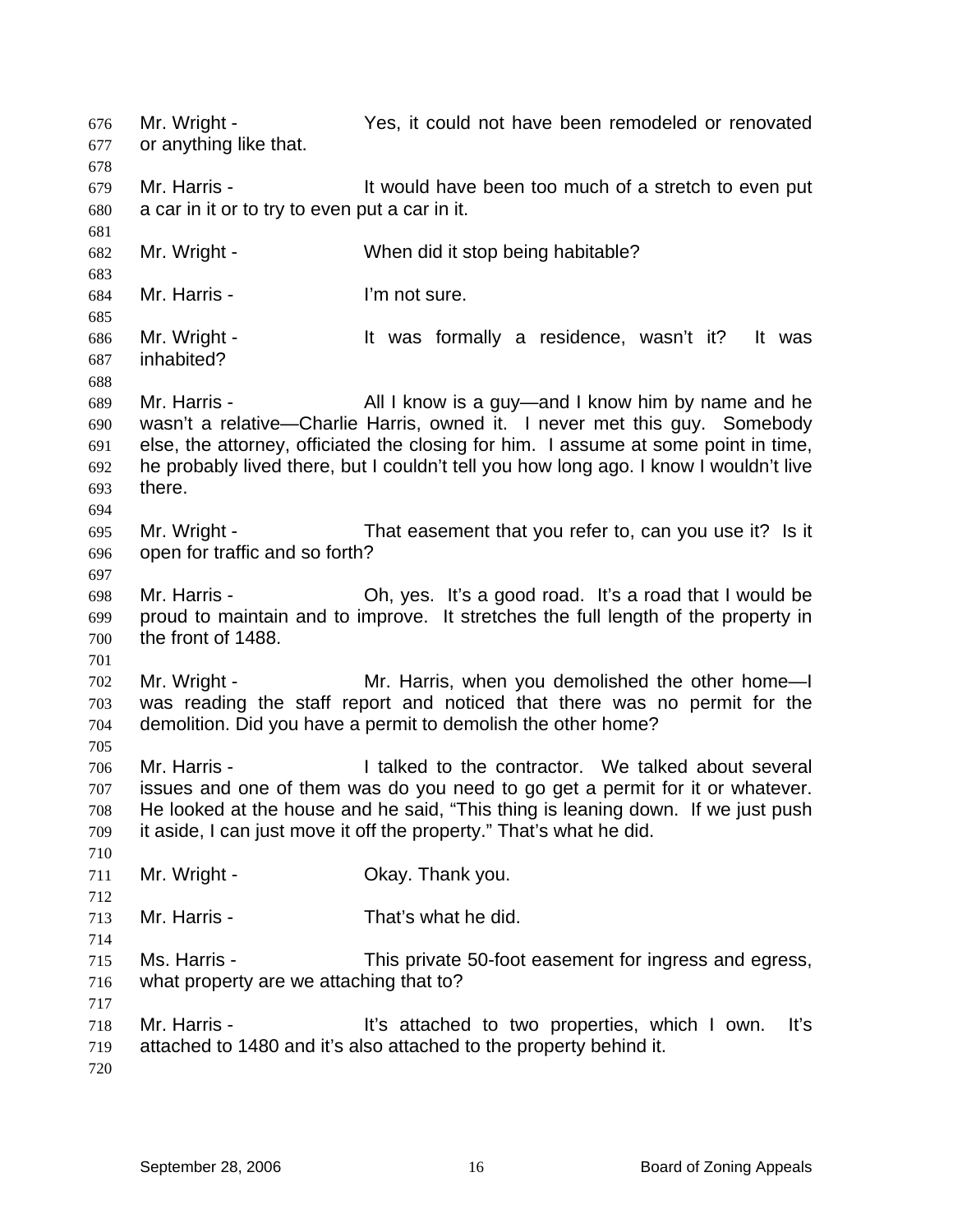Mr. Wright - Yes, it could not have been remodeled or renovated or anything like that.

Mr. Harris - It would have been too much of a stretch to even put a car in it or to try to even put a car in it.

Mr. Wright - When did it stop being habitable?

Mr. Harris - I'm not sure.

Mr. Wright - It was formally a residence, wasn't it? It was inhabited?

Mr. Harris - All I know is a guy—and I know him by name and he wasn't a relative—Charlie Harris, owned it. I never met this guy. Somebody else, the attorney, officiated the closing for him. I assume at some point in time, he probably lived there, but I couldn't tell you how long ago. I know I wouldn't live there.

Mr. Wright - That easement that you refer to, can you use it? Is it open for traffic and so forth?

Mr. Harris - Oh, yes. It's a good road. It's a road that I would be proud to maintain and to improve. It stretches the full length of the property in the front of 1488.

Mr. Wright - Mr. Harris, when you demolished the other home—I was reading the staff report and noticed that there was no permit for the demolition. Did you have a permit to demolish the other home?

Mr. Harris - I talked to the contractor. We talked about several issues and one of them was do you need to go get a permit for it or whatever. He looked at the house and he said, "This thing is leaning down. If we just push it aside, I can just move it off the property." That's what he did.

Mr. Wright - Okay. Thank you.

Mr. Harris - That's what he did.

Ms. Harris - This private 50-foot easement for ingress and egress, what property are we attaching that to?

Mr. Harris - It's attached to two properties, which I own. It's attached to 1480 and it's also attached to the property behind it.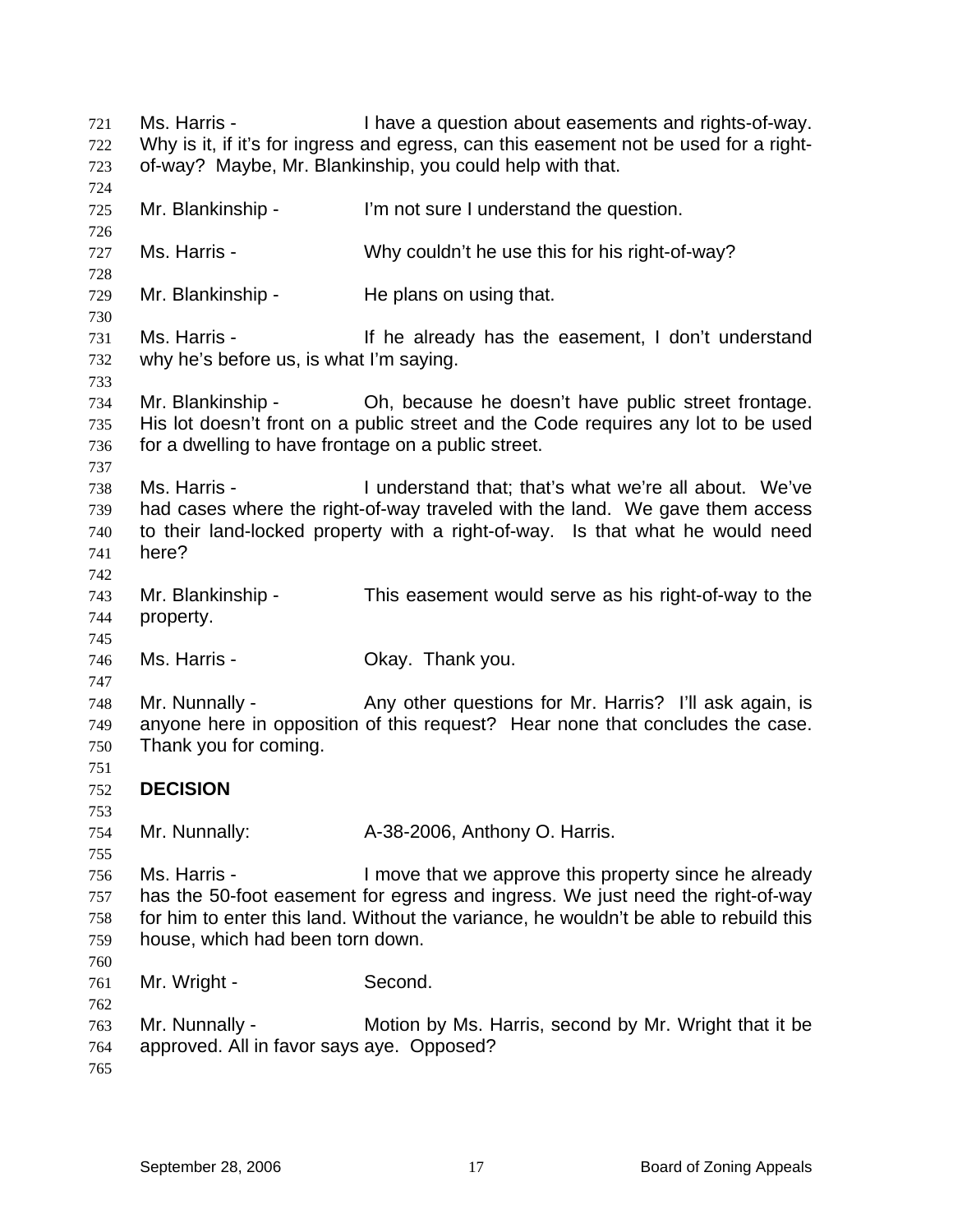Ms. Harris - I have a question about easements and rights-of-way. Why is it, if it's for ingress and egress, can this easement not be used for a right-of-way? Maybe, Mr. Blankinship, you could help with that.

Mr. Blankinship - I'm not sure I understand the question.

Ms. Harris - Why couldn't he use this for his right-of-way?

Mr. Blankinship - He plans on using that.

Ms. Harris - If he already has the easement, I don't understand why he's before us, is what I'm saying.

Mr. Blankinship - Oh, because he doesn't have public street frontage. His lot doesn't front on a public street and the Code requires any lot to be used for a dwelling to have frontage on a public street.

Ms. Harris - I understand that; that's what we're all about. We've had cases where the right-of-way traveled with the land. We gave them access to their land-locked property with a right-of-way. Is that what he would need here?

Mr. Blankinship - This easement would serve as his right-of-way to the property.

Ms. Harris - Okay. Thank you.

Mr. Nunnally - Any other questions for Mr. Harris? I'll ask again, is anyone here in opposition of this request? Hear none that concludes the case. Thank you for coming.

**DECISION**

Mr. Nunnally: A-38-2006, Anthony O. Harris.

Ms. Harris - I move that we approve this property since he already has the 50-foot easement for egress and ingress. We just need the right-of-way for him to enter this land. Without the variance, he wouldn't be able to rebuild this house, which had been torn down.

Mr. Wright - Second.

Mr. Nunnally - Motion by Ms. Harris, second by Mr. Wright that it be approved. All in favor says aye. Opposed?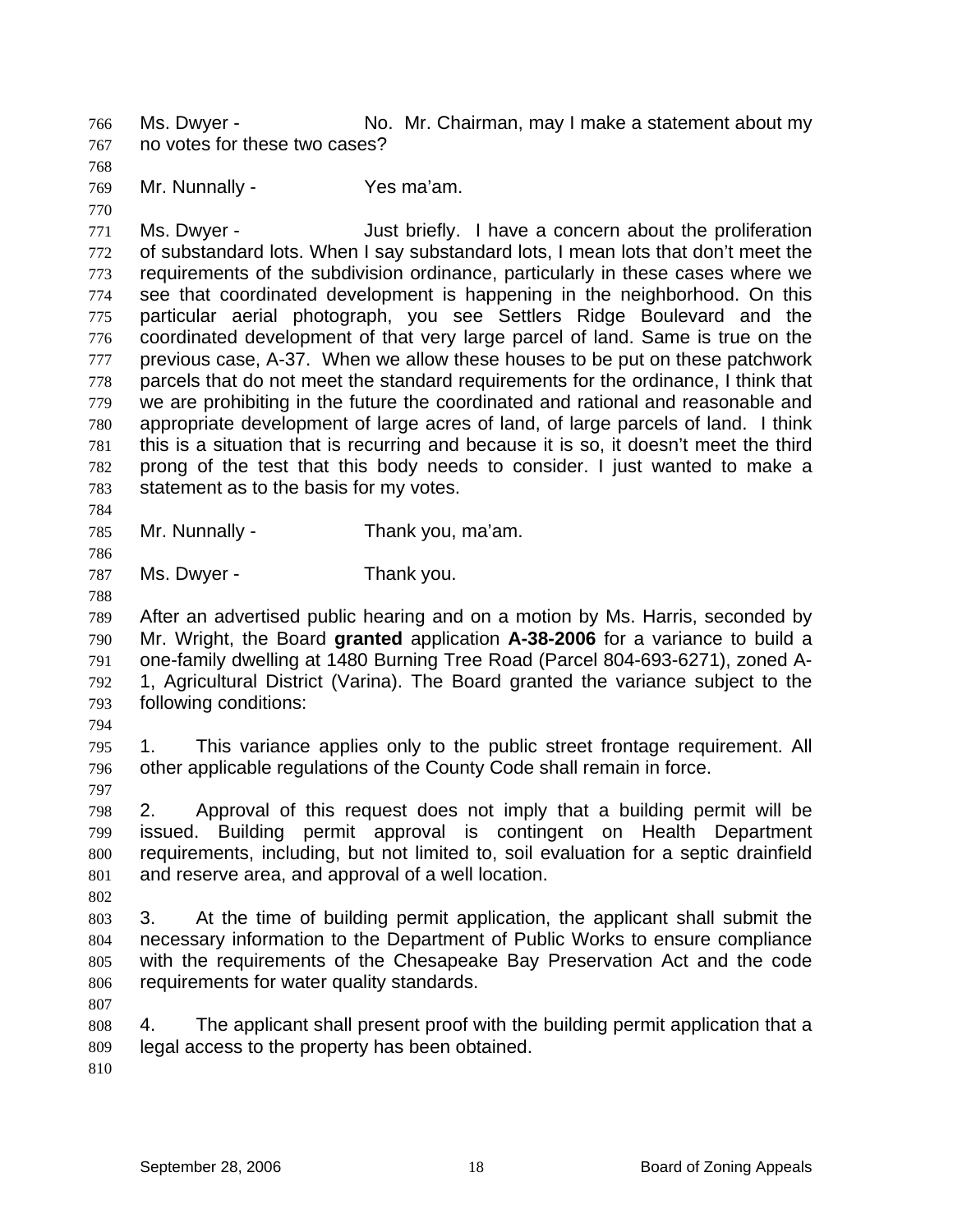Ms. Dwyer - No. Mr. Chairman, may I make a statement about my no votes for these two cases?

Mr. Nunnally - Yes ma'am.

Ms. Dwyer - Just briefly. I have a concern about the proliferation of substandard lots. When I say substandard lots, I mean lots that don't meet the requirements of the subdivision ordinance, particularly in these cases where we see that coordinated development is happening in the neighborhood. On this particular aerial photograph, you see Settlers Ridge Boulevard and the coordinated development of that very large parcel of land. Same is true on the previous case, A-37. When we allow these houses to be put on these patchwork parcels that do not meet the standard requirements for the ordinance, I think that we are prohibiting in the future the coordinated and rational and reasonable and appropriate development of large acres of land, of large parcels of land. I think this is a situation that is recurring and because it is so, it doesn't meet the third prong of the test that this body needs to consider. I just wanted to make a statement as to the basis for my votes.

Mr. Nunnally - Thank you, ma'am.

Ms. Dwyer - Thank you.

After an advertised public hearing and on a motion by Ms. Harris, seconded by Mr. Wright, the Board **granted** application **A-38-2006** for a variance to build a one-family dwelling at 1480 Burning Tree Road (Parcel 804-693-6271), zoned A-1, Agricultural District (Varina). The Board granted the variance subject to the following conditions:

1. This variance applies only to the public street frontage requirement. All other applicable regulations of the County Code shall remain in force.

2. Approval of this request does not imply that a building permit will be issued. Building permit approval is contingent on Health Department requirements, including, but not limited to, soil evaluation for a septic drainfield and reserve area, and approval of a well location.

3. At the time of building permit application, the applicant shall submit the necessary information to the Department of Public Works to ensure compliance with the requirements of the Chesapeake Bay Preservation Act and the code requirements for water quality standards.

4. The applicant shall present proof with the building permit application that a legal access to the property has been obtained.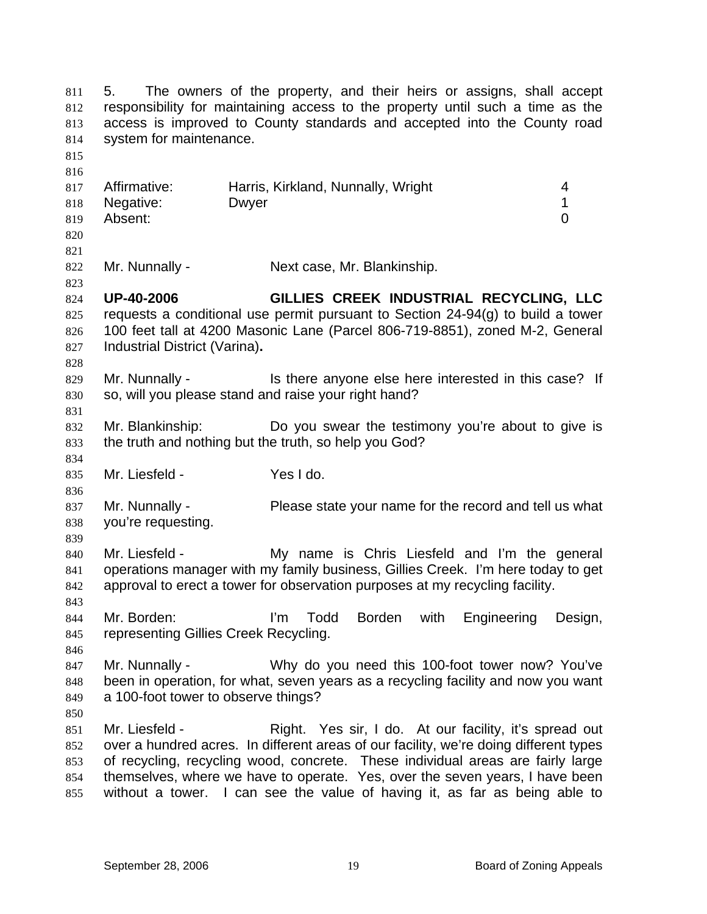5. The owners of the property, and their heirs or assigns, shall accept responsibility for maintaining access to the property until such a time as the access is improved to County standards and accepted into the County road system for maintenance.

| | | |
|---|---|---|
| Affirmative: | Harris, Kirkland, Nunnally, Wright | 4 |
| Negative: | Dwyer | 1 |
| Absent: | | 0 |

Mr. Nunnally - Next case, Mr. Blankinship.

**UP-40-2006 GILLIES CREEK INDUSTRIAL RECYCLING, LLC** requests a conditional use permit pursuant to Section 24-94(g) to build a tower 100 feet tall at 4200 Masonic Lane (Parcel 806-719-8851), zoned M-2, General Industrial District (Varina)**.**

Mr. Nunnally - Is there anyone else here interested in this case? If so, will you please stand and raise your right hand?

Mr. Blankinship: Do you swear the testimony you're about to give is the truth and nothing but the truth, so help you God?

Mr. Liesfeld - Yes I do.

Mr. Nunnally - Please state your name for the record and tell us what you're requesting.

Mr. Liesfeld - My name is Chris Liesfeld and I'm the general operations manager with my family business, Gillies Creek. I'm here today to get approval to erect a tower for observation purposes at my recycling facility.

Mr. Borden: I'm Todd Borden with Engineering Design, representing Gillies Creek Recycling.

Mr. Nunnally - Why do you need this 100-foot tower now? You've been in operation, for what, seven years as a recycling facility and now you want a 100-foot tower to observe things?

Mr. Liesfeld - Right. Yes sir, I do. At our facility, it's spread out over a hundred acres. In different areas of our facility, we're doing different types of recycling, recycling wood, concrete. These individual areas are fairly large themselves, where we have to operate. Yes, over the seven years, I have been without a tower. I can see the value of having it, as far as being able to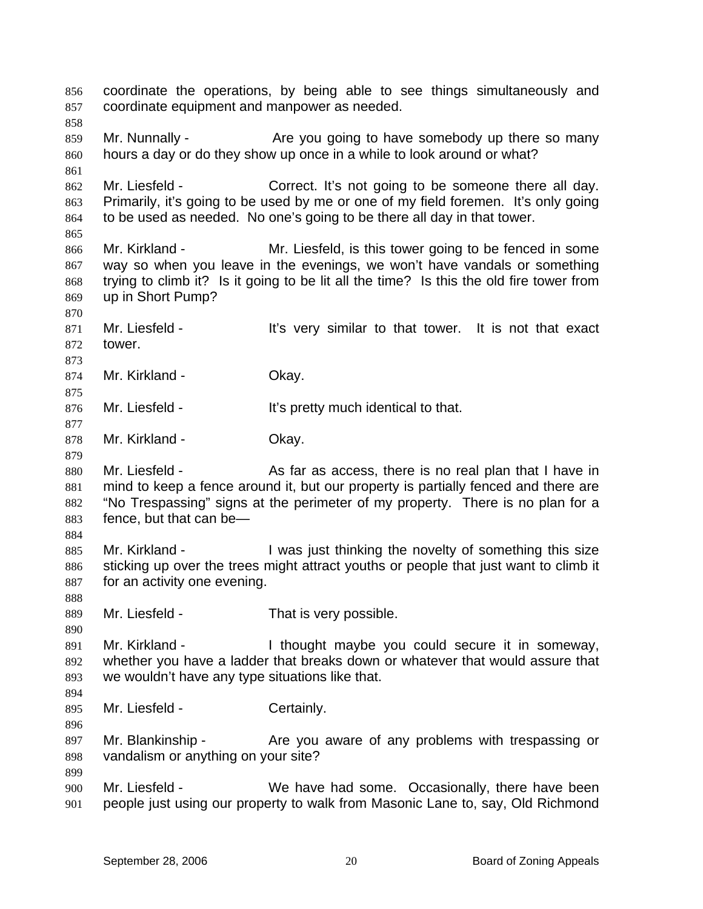coordinate the operations, by being able to see things simultaneously and coordinate equipment and manpower as needed.

Mr. Nunnally - Are you going to have somebody up there so many hours a day or do they show up once in a while to look around or what?

Mr. Liesfeld - Correct. It's not going to be someone there all day. Primarily, it's going to be used by me or one of my field foremen. It's only going to be used as needed. No one's going to be there all day in that tower.

Mr. Kirkland - Mr. Liesfeld, is this tower going to be fenced in some way so when you leave in the evenings, we won't have vandals or something trying to climb it? Is it going to be lit all the time? Is this the old fire tower from up in Short Pump?

Mr. Liesfeld - It's very similar to that tower. It is not that exact tower.

Mr. Kirkland - Okay.

Mr. Liesfeld - It's pretty much identical to that.

Mr. Kirkland - Okay.

Mr. Liesfeld - As far as access, there is no real plan that I have in mind to keep a fence around it, but our property is partially fenced and there are "No Trespassing" signs at the perimeter of my property. There is no plan for a fence, but that can be—

Mr. Kirkland - I was just thinking the novelty of something this size sticking up over the trees might attract youths or people that just want to climb it for an activity one evening.

Mr. Liesfeld - That is very possible.

Mr. Kirkland - I thought maybe you could secure it in someway, whether you have a ladder that breaks down or whatever that would assure that we wouldn't have any type situations like that.

Mr. Liesfeld - Certainly.

Mr. Blankinship - Are you aware of any problems with trespassing or vandalism or anything on your site?

Mr. Liesfeld - We have had some. Occasionally, there have been people just using our property to walk from Masonic Lane to, say, Old Richmond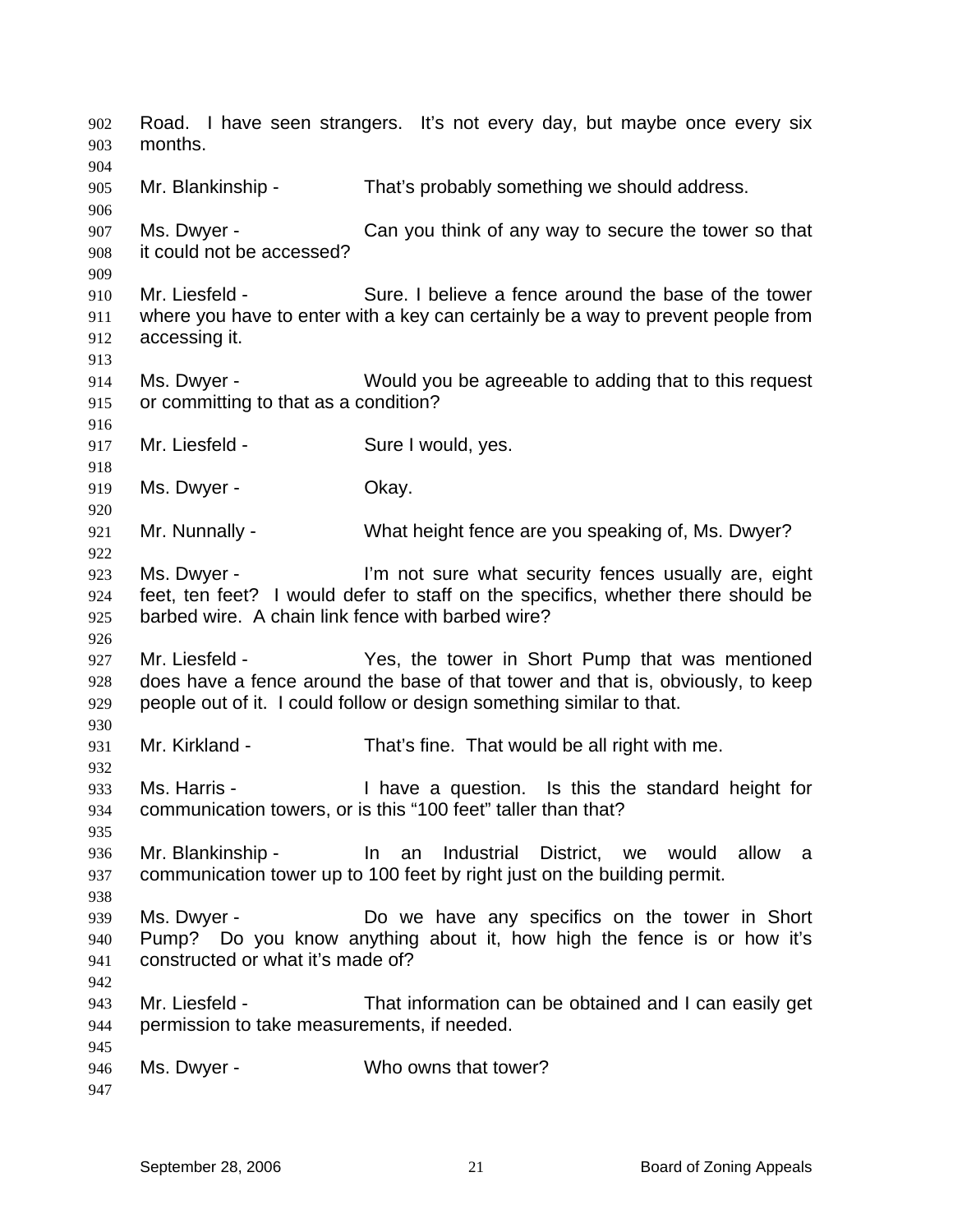Road. I have seen strangers. It's not every day, but maybe once every six months.

Mr. Blankinship - That's probably something we should address.

Ms. Dwyer - Can you think of any way to secure the tower so that it could not be accessed?

Mr. Liesfeld - Sure. I believe a fence around the base of the tower where you have to enter with a key can certainly be a way to prevent people from accessing it.

Ms. Dwyer - Would you be agreeable to adding that to this request or committing to that as a condition?

Mr. Liesfeld - Sure I would, yes.

Ms. Dwyer - Okay.

Mr. Nunnally - What height fence are you speaking of, Ms. Dwyer?

Ms. Dwyer - I'm not sure what security fences usually are, eight feet, ten feet? I would defer to staff on the specifics, whether there should be barbed wire. A chain link fence with barbed wire?

Mr. Liesfeld - Yes, the tower in Short Pump that was mentioned does have a fence around the base of that tower and that is, obviously, to keep people out of it. I could follow or design something similar to that.

Mr. Kirkland - That's fine. That would be all right with me.

Ms. Harris - I have a question. Is this the standard height for communication towers, or is this "100 feet" taller than that?

Mr. Blankinship - In an Industrial District, we would allow a communication tower up to 100 feet by right just on the building permit.

Ms. Dwyer - Do we have any specifics on the tower in Short Pump? Do you know anything about it, how high the fence is or how it's constructed or what it's made of?

Mr. Liesfeld - That information can be obtained and I can easily get permission to take measurements, if needed.

Ms. Dwyer - Who owns that tower?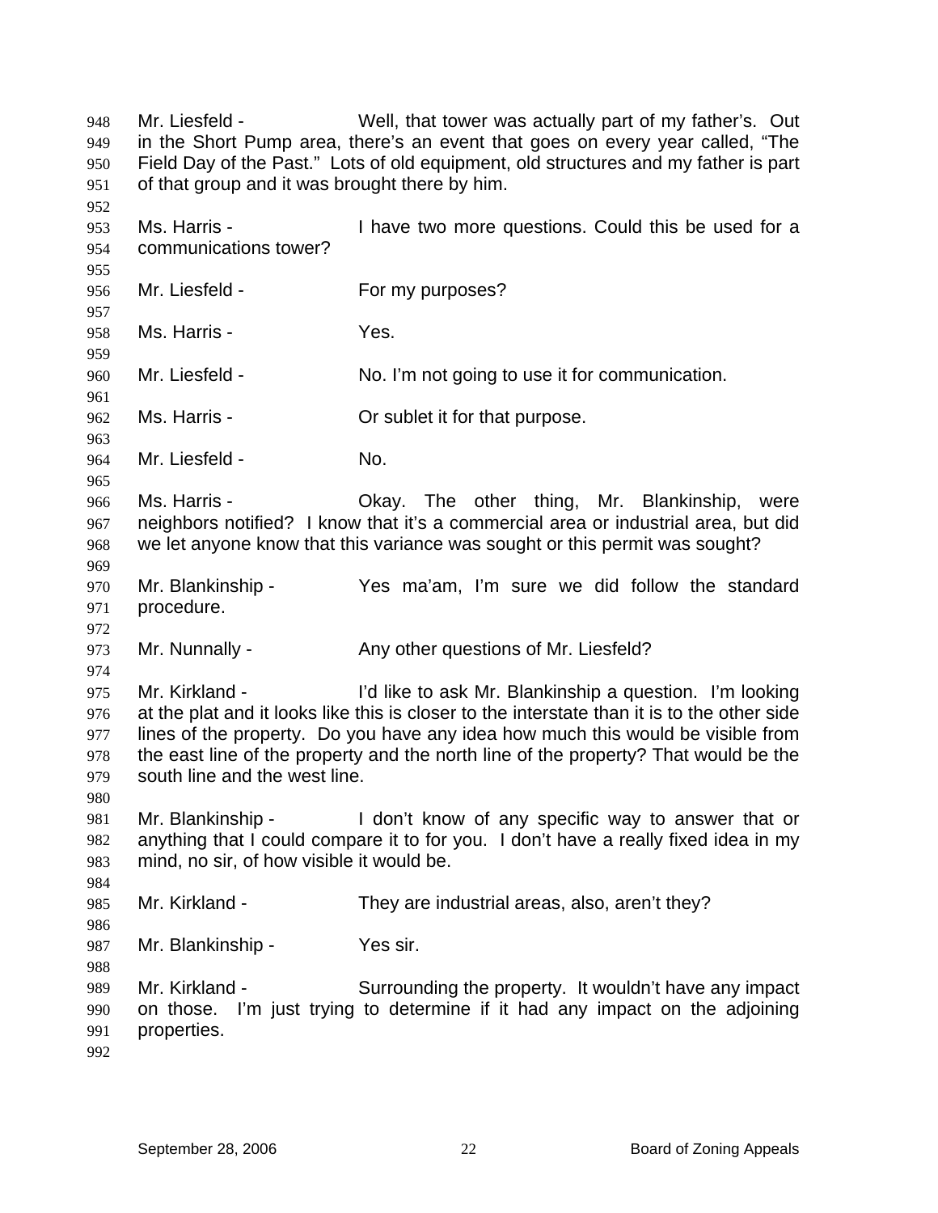Mr. Liesfeld - Well, that tower was actually part of my father's. Out in the Short Pump area, there's an event that goes on every year called, "The Field Day of the Past." Lots of old equipment, old structures and my father is part of that group and it was brought there by him.

Ms. Harris - I have two more questions. Could this be used for a communications tower?

Mr. Liesfeld - For my purposes?

Ms. Harris - Yes.

Mr. Liesfeld - No. I'm not going to use it for communication.

Ms. Harris - Or sublet it for that purpose.

Mr. Liesfeld - No.

Ms. Harris - Okay. The other thing, Mr. Blankinship, were neighbors notified? I know that it's a commercial area or industrial area, but did we let anyone know that this variance was sought or this permit was sought?

Mr. Blankinship - Yes ma'am, I'm sure we did follow the standard procedure.

Mr. Nunnally - Any other questions of Mr. Liesfeld?

Mr. Kirkland - I'd like to ask Mr. Blankinship a question. I'm looking at the plat and it looks like this is closer to the interstate than it is to the other side lines of the property. Do you have any idea how much this would be visible from the east line of the property and the north line of the property? That would be the south line and the west line.

Mr. Blankinship - I don't know of any specific way to answer that or anything that I could compare it to for you. I don't have a really fixed idea in my mind, no sir, of how visible it would be.

Mr. Kirkland - They are industrial areas, also, aren't they?

Mr. Blankinship - Yes sir.

Mr. Kirkland - Surrounding the property. It wouldn't have any impact on those. I'm just trying to determine if it had any impact on the adjoining properties.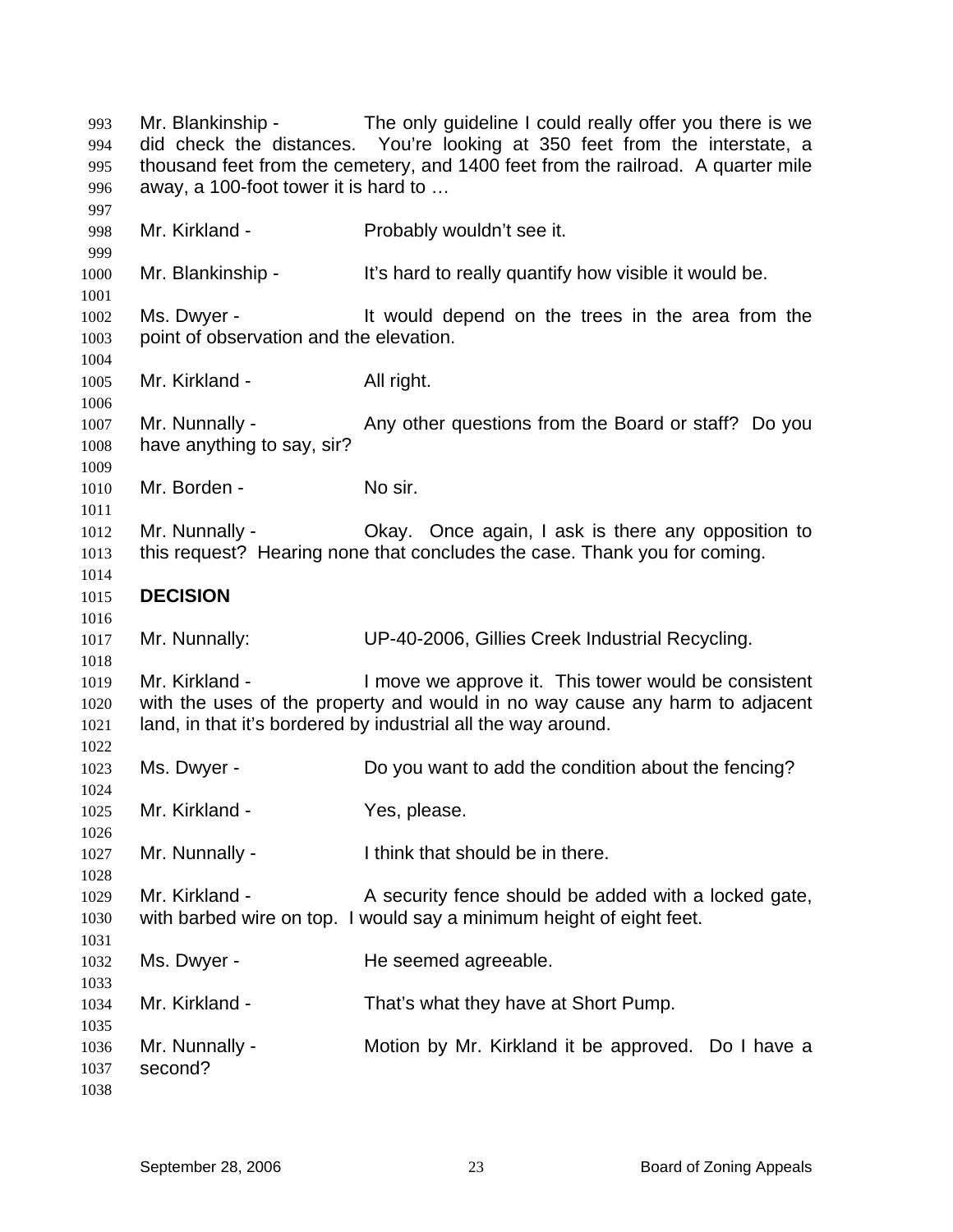Mr. Blankinship - The only guideline I could really offer you there is we did check the distances. You're looking at 350 feet from the interstate, a thousand feet from the cemetery, and 1400 feet from the railroad. A quarter mile away, a 100-foot tower it is hard to …

Mr. Kirkland - Probably wouldn't see it.

Mr. Blankinship - It's hard to really quantify how visible it would be.

Ms. Dwyer - It would depend on the trees in the area from the point of observation and the elevation.

Mr. Kirkland - All right.

Mr. Nunnally - Any other questions from the Board or staff? Do you have anything to say, sir?

Mr. Borden - No sir.

Mr. Nunnally - Okay. Once again, I ask is there any opposition to this request? Hearing none that concludes the case. Thank you for coming.

**DECISION**

Mr. Nunnally: UP-40-2006, Gillies Creek Industrial Recycling.

Mr. Kirkland - I move we approve it. This tower would be consistent with the uses of the property and would in no way cause any harm to adjacent land, in that it's bordered by industrial all the way around.

Ms. Dwyer - Do you want to add the condition about the fencing?

Mr. Kirkland - Yes, please.

Mr. Nunnally - I think that should be in there.

Mr. Kirkland - A security fence should be added with a locked gate, with barbed wire on top. I would say a minimum height of eight feet.

Ms. Dwyer - He seemed agreeable.

Mr. Kirkland - That's what they have at Short Pump.

Mr. Nunnally - Motion by Mr. Kirkland it be approved. Do I have a second?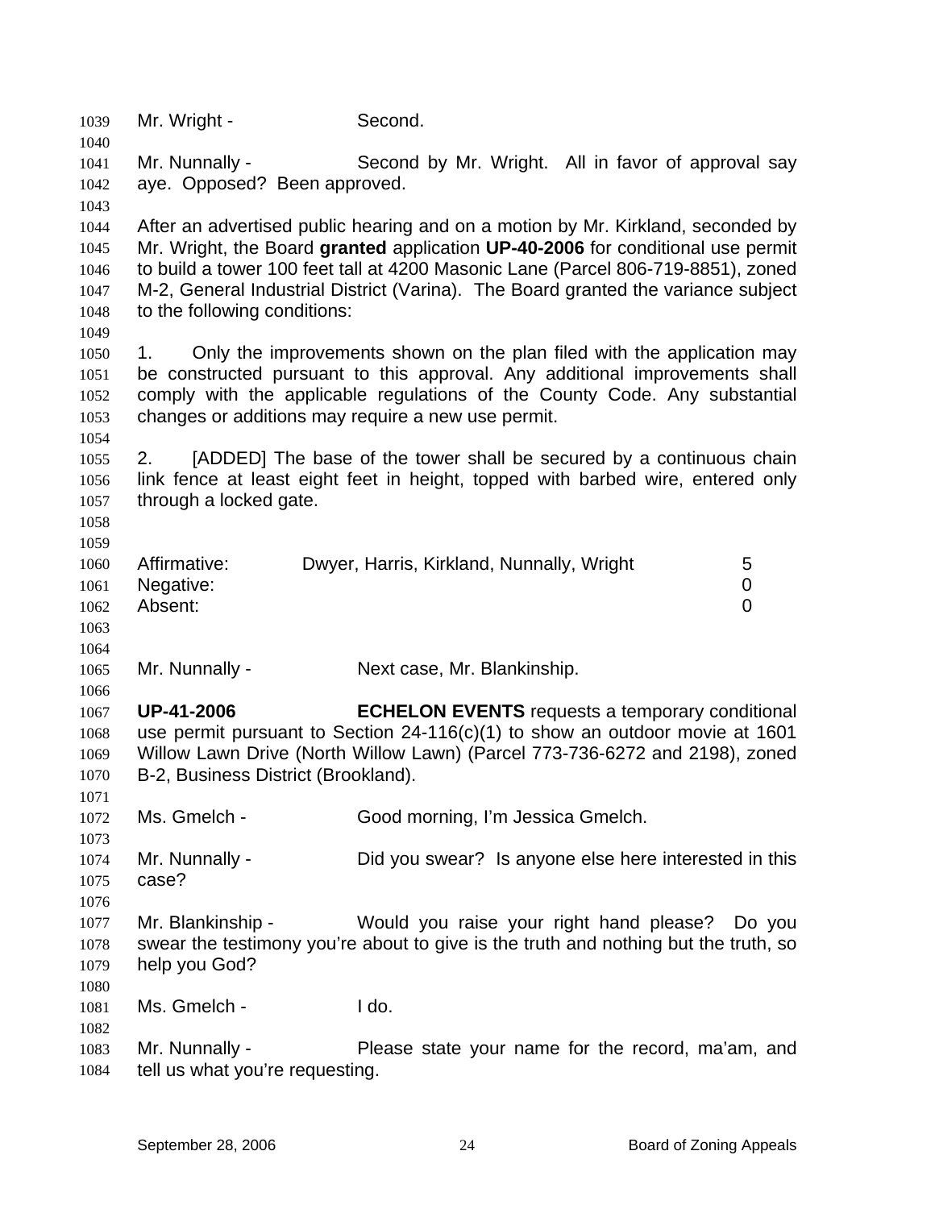Mr. Wright - Second.

Mr. Nunnally - Second by Mr. Wright. All in favor of approval say aye. Opposed? Been approved.

After an advertised public hearing and on a motion by Mr. Kirkland, seconded by Mr. Wright, the Board **granted** application **UP-40-2006** for conditional use permit to build a tower 100 feet tall at 4200 Masonic Lane (Parcel 806-719-8851), zoned M-2, General Industrial District (Varina). The Board granted the variance subject to the following conditions:

1. Only the improvements shown on the plan filed with the application may be constructed pursuant to this approval. Any additional improvements shall comply with the applicable regulations of the County Code. Any substantial changes or additions may require a new use permit.

2. [ADDED] The base of the tower shall be secured by a continuous chain link fence at least eight feet in height, topped with barbed wire, entered only through a locked gate.

| | | |
|---|---|---|
| Affirmative: | Dwyer, Harris, Kirkland, Nunnally, Wright | 5 |
| Negative: | | 0 |
| Absent: | | 0 |

Mr. Nunnally - Next case, Mr. Blankinship.

**UP-41-2006** **ECHELON EVENTS** requests a temporary conditional use permit pursuant to Section 24-116(c)(1) to show an outdoor movie at 1601 Willow Lawn Drive (North Willow Lawn) (Parcel 773-736-6272 and 2198), zoned B-2, Business District (Brookland).

Ms. Gmelch - Good morning, I'm Jessica Gmelch.

Mr. Nunnally - Did you swear? Is anyone else here interested in this case?

Mr. Blankinship - Would you raise your right hand please? Do you swear the testimony you're about to give is the truth and nothing but the truth, so help you God?

Ms. Gmelch - I do.

Mr. Nunnally - Please state your name for the record, ma'am, and tell us what you're requesting.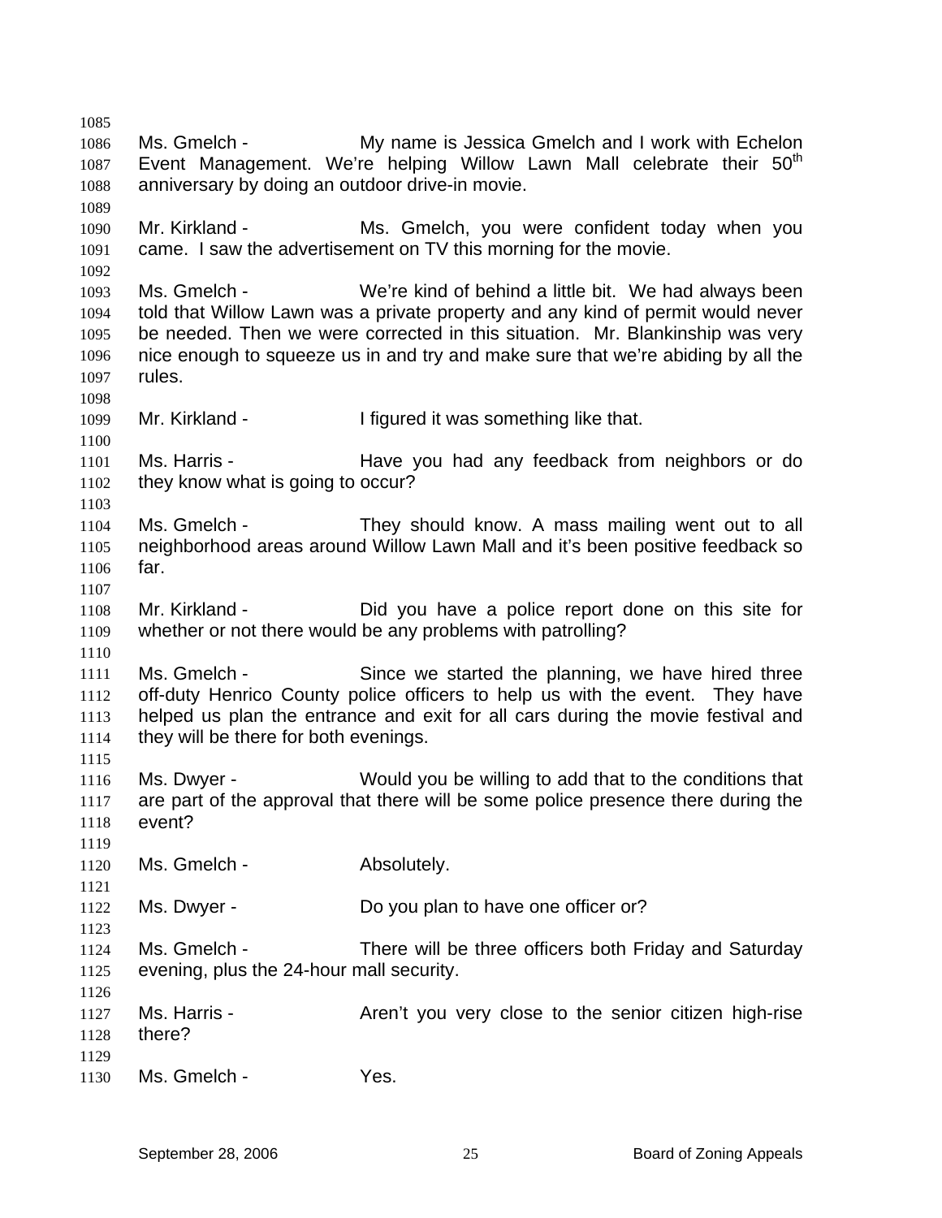Ms. Gmelch - My name is Jessica Gmelch and I work with Echelon Event Management. We're helping Willow Lawn Mall celebrate their 50th anniversary by doing an outdoor drive-in movie.

Mr. Kirkland - Ms. Gmelch, you were confident today when you came. I saw the advertisement on TV this morning for the movie.

Ms. Gmelch - We're kind of behind a little bit. We had always been told that Willow Lawn was a private property and any kind of permit would never be needed. Then we were corrected in this situation. Mr. Blankinship was very nice enough to squeeze us in and try and make sure that we're abiding by all the rules.

Mr. Kirkland - I figured it was something like that.

Ms. Harris - Have you had any feedback from neighbors or do they know what is going to occur?

Ms. Gmelch - They should know. A mass mailing went out to all neighborhood areas around Willow Lawn Mall and it's been positive feedback so far.

Mr. Kirkland - Did you have a police report done on this site for whether or not there would be any problems with patrolling?

Ms. Gmelch - Since we started the planning, we have hired three off-duty Henrico County police officers to help us with the event. They have helped us plan the entrance and exit for all cars during the movie festival and they will be there for both evenings.

Ms. Dwyer - Would you be willing to add that to the conditions that are part of the approval that there will be some police presence there during the event?

Ms. Gmelch - Absolutely.

Ms. Dwyer - Do you plan to have one officer or?

Ms. Gmelch - There will be three officers both Friday and Saturday evening, plus the 24-hour mall security.

Ms. Harris - Aren't you very close to the senior citizen high-rise there?

Ms. Gmelch - Yes.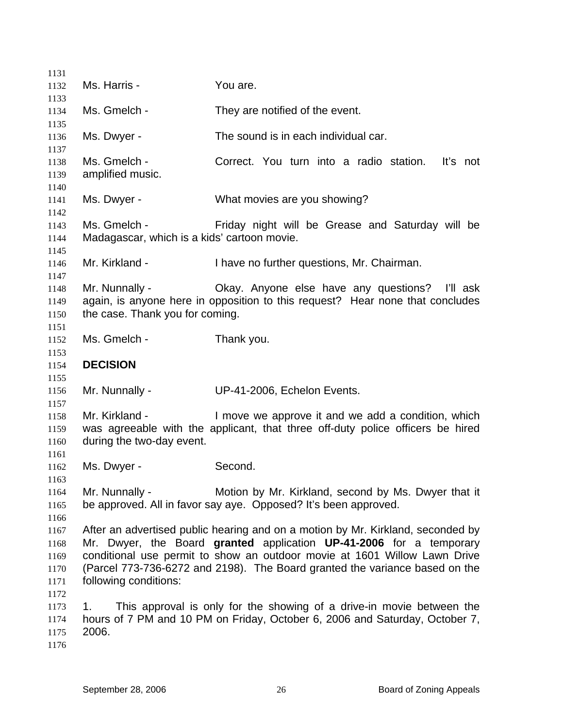Ms. Harris - You are.

Ms. Gmelch - They are notified of the event.

Ms. Dwyer - The sound is in each individual car.

Ms. Gmelch - Correct. You turn into a radio station. It's not amplified music.

Ms. Dwyer - What movies are you showing?

Ms. Gmelch - Friday night will be Grease and Saturday will be Madagascar, which is a kids' cartoon movie.

Mr. Kirkland - I have no further questions, Mr. Chairman.

Mr. Nunnally - Okay. Anyone else have any questions? I'll ask again, is anyone here in opposition to this request? Hear none that concludes the case. Thank you for coming.

Ms. Gmelch - Thank you.

**DECISION**

Mr. Nunnally - UP-41-2006, Echelon Events.

Mr. Kirkland - I move we approve it and we add a condition, which was agreeable with the applicant, that three off-duty police officers be hired during the two-day event.

Ms. Dwyer - Second.

Mr. Nunnally - Motion by Mr. Kirkland, second by Ms. Dwyer that it be approved. All in favor say aye. Opposed? It's been approved.

After an advertised public hearing and on a motion by Mr. Kirkland, seconded by Mr. Dwyer, the Board **granted** application **UP-41-2006** for a temporary conditional use permit to show an outdoor movie at 1601 Willow Lawn Drive (Parcel 773-736-6272 and 2198). The Board granted the variance based on the following conditions:

1. This approval is only for the showing of a drive-in movie between the hours of 7 PM and 10 PM on Friday, October 6, 2006 and Saturday, October 7, 2006.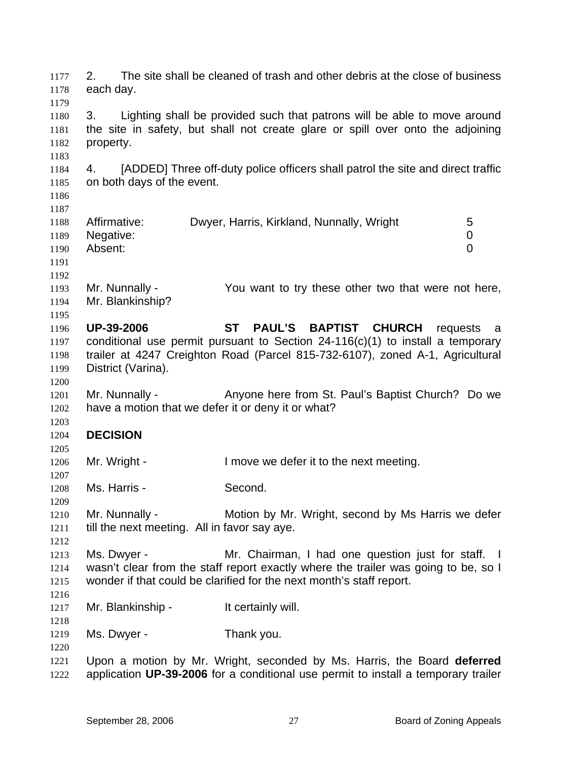2. The site shall be cleaned of trash and other debris at the close of business each day.

3. Lighting shall be provided such that patrons will be able to move around the site in safety, but shall not create glare or spill over onto the adjoining property.

4. [ADDED] Three off-duty police officers shall patrol the site and direct traffic on both days of the event.

| | | |
|---|---|---|
| Affirmative: | Dwyer, Harris, Kirkland, Nunnally, Wright | 5 |
| Negative: | | 0 |
| Absent: | | 0 |

Mr. Nunnally - You want to try these other two that were not here, Mr. Blankinship?

**UP-39-2006** **ST PAUL'S BAPTIST CHURCH** requests a conditional use permit pursuant to Section 24-116(c)(1) to install a temporary trailer at 4247 Creighton Road (Parcel 815-732-6107), zoned A-1, Agricultural District (Varina).

Mr. Nunnally - Anyone here from St. Paul's Baptist Church? Do we have a motion that we defer it or deny it or what?

**DECISION**

Mr. Wright - I move we defer it to the next meeting.

Ms. Harris - Second.

Mr. Nunnally - Motion by Mr. Wright, second by Ms Harris we defer till the next meeting. All in favor say aye.

Ms. Dwyer - Mr. Chairman, I had one question just for staff. I wasn't clear from the staff report exactly where the trailer was going to be, so I wonder if that could be clarified for the next month's staff report.

Mr. Blankinship - It certainly will.

Ms. Dwyer - Thank you.

Upon a motion by Mr. Wright, seconded by Ms. Harris, the Board **deferred** application **UP-39-2006** for a conditional use permit to install a temporary trailer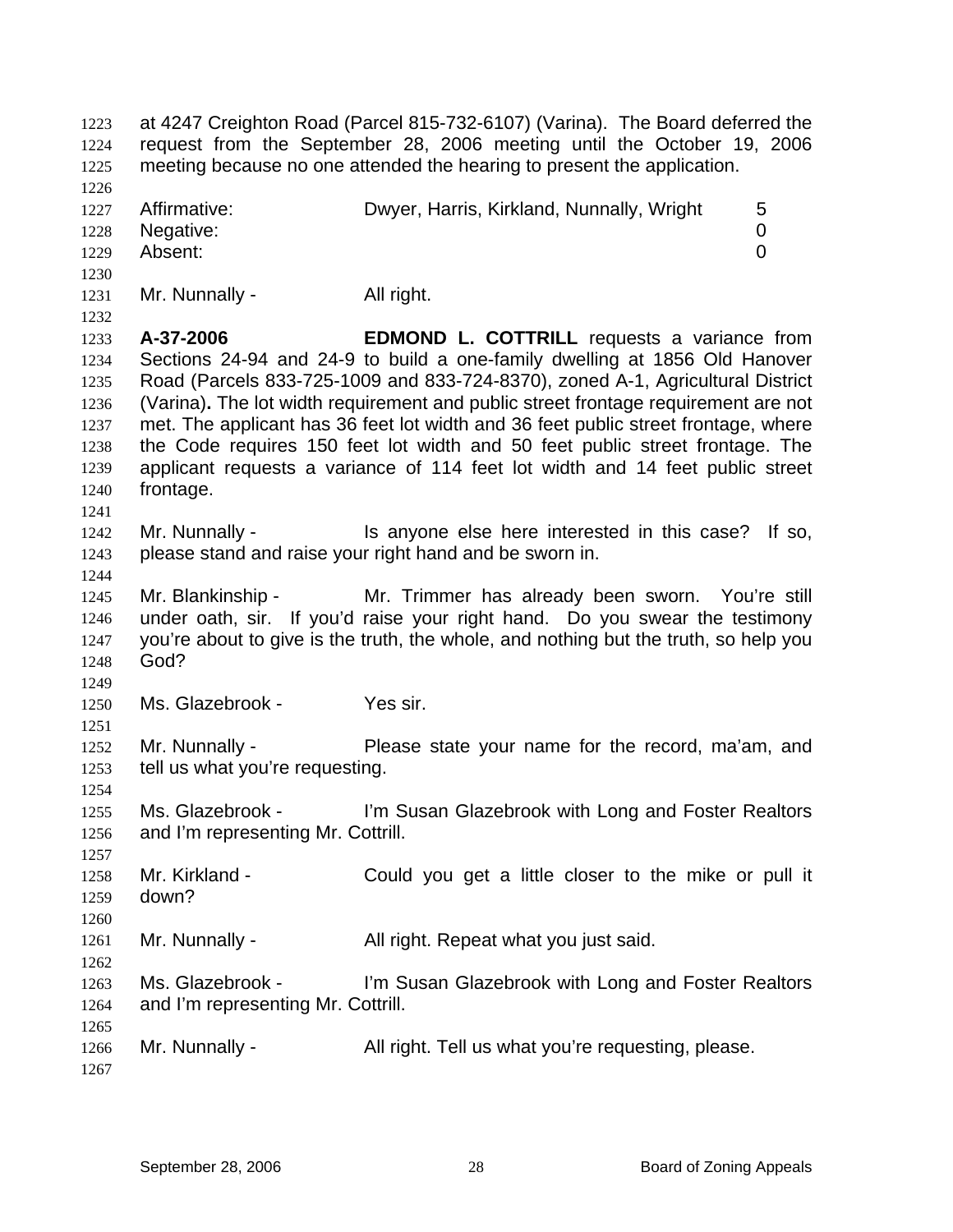at 4247 Creighton Road (Parcel 815-732-6107) (Varina). The Board deferred the request from the September 28, 2006 meeting until the October 19, 2006 meeting because no one attended the hearing to present the application.

| | | |
|---|---|---|
| Affirmative: | Dwyer, Harris, Kirkland, Nunnally, Wright | 5 |
| Negative: | | 0 |
| Absent: | | 0 |

Mr. Nunnally - All right.

**A-37-2006** **EDMOND L. COTTRILL** requests a variance from Sections 24-94 and 24-9 to build a one-family dwelling at 1856 Old Hanover Road (Parcels 833-725-1009 and 833-724-8370), zoned A-1, Agricultural District (Varina)**.** The lot width requirement and public street frontage requirement are not met. The applicant has 36 feet lot width and 36 feet public street frontage, where the Code requires 150 feet lot width and 50 feet public street frontage. The applicant requests a variance of 114 feet lot width and 14 feet public street frontage.

Mr. Nunnally - Is anyone else here interested in this case? If so, please stand and raise your right hand and be sworn in.

Mr. Blankinship - Mr. Trimmer has already been sworn. You're still under oath, sir. If you'd raise your right hand. Do you swear the testimony you're about to give is the truth, the whole, and nothing but the truth, so help you God?

Ms. Glazebrook - Yes sir.

Mr. Nunnally - Please state your name for the record, ma'am, and tell us what you're requesting.

Ms. Glazebrook - I'm Susan Glazebrook with Long and Foster Realtors and I'm representing Mr. Cottrill.

Mr. Kirkland - Could you get a little closer to the mike or pull it down?

Mr. Nunnally - All right. Repeat what you just said.

Ms. Glazebrook - I'm Susan Glazebrook with Long and Foster Realtors and I'm representing Mr. Cottrill.

Mr. Nunnally - All right. Tell us what you're requesting, please.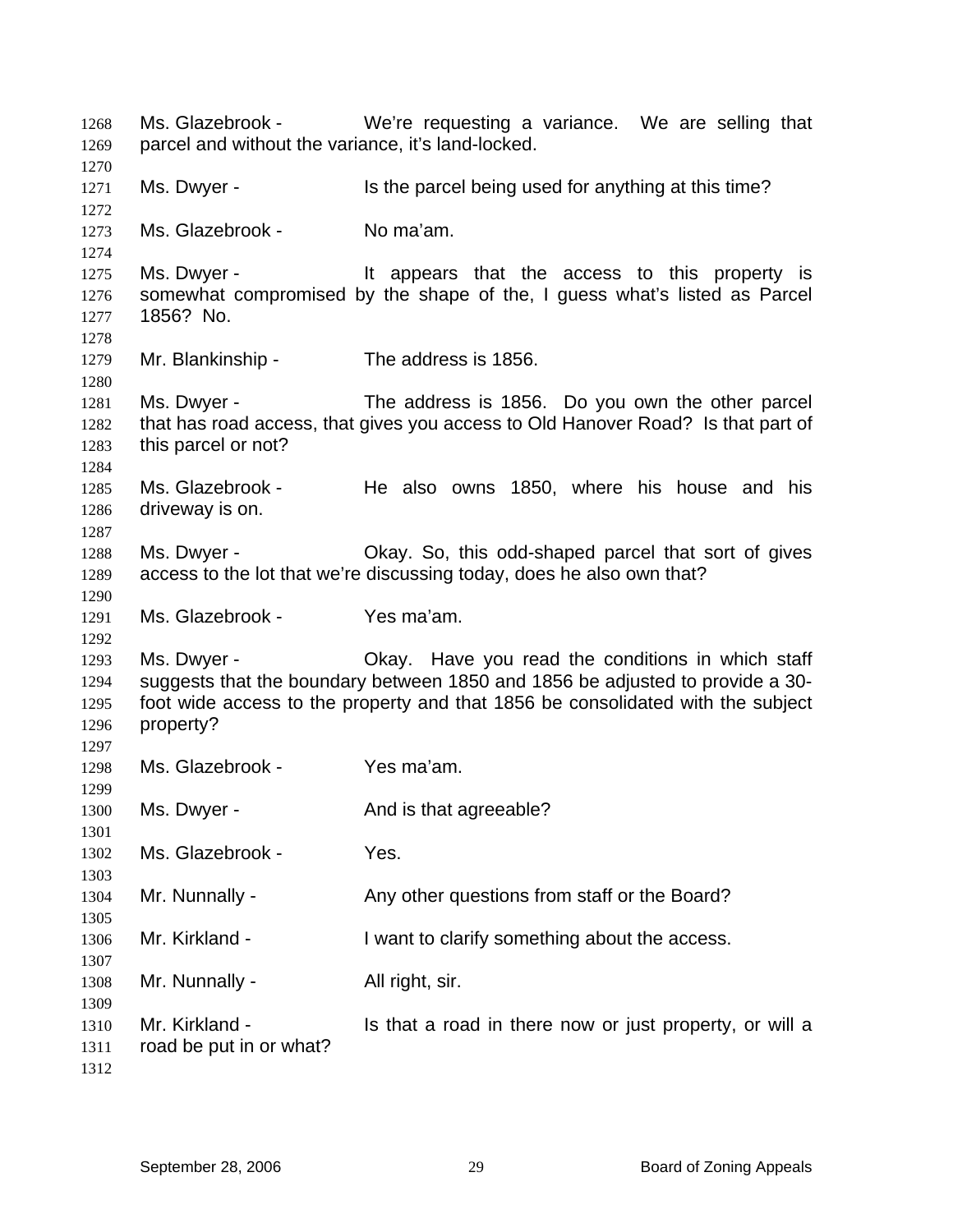Ms. Glazebrook - We're requesting a variance. We are selling that parcel and without the variance, it's land-locked.

Ms. Dwyer - Is the parcel being used for anything at this time?

Ms. Glazebrook - No ma'am.

Ms. Dwyer - It appears that the access to this property is somewhat compromised by the shape of the, I guess what's listed as Parcel 1856? No.

Mr. Blankinship - The address is 1856.

Ms. Dwyer - The address is 1856. Do you own the other parcel that has road access, that gives you access to Old Hanover Road? Is that part of this parcel or not?

Ms. Glazebrook - He also owns 1850, where his house and his driveway is on.

Ms. Dwyer - Okay. So, this odd-shaped parcel that sort of gives access to the lot that we're discussing today, does he also own that?

Ms. Glazebrook - Yes ma'am.

Ms. Dwyer - Okay. Have you read the conditions in which staff suggests that the boundary between 1850 and 1856 be adjusted to provide a 30-foot wide access to the property and that 1856 be consolidated with the subject property?

Ms. Glazebrook - Yes ma'am.

Ms. Dwyer - And is that agreeable?

Ms. Glazebrook - Yes.

Mr. Nunnally - Any other questions from staff or the Board?

Mr. Kirkland - I want to clarify something about the access.

Mr. Nunnally - All right, sir.

Mr. Kirkland - Is that a road in there now or just property, or will a road be put in or what?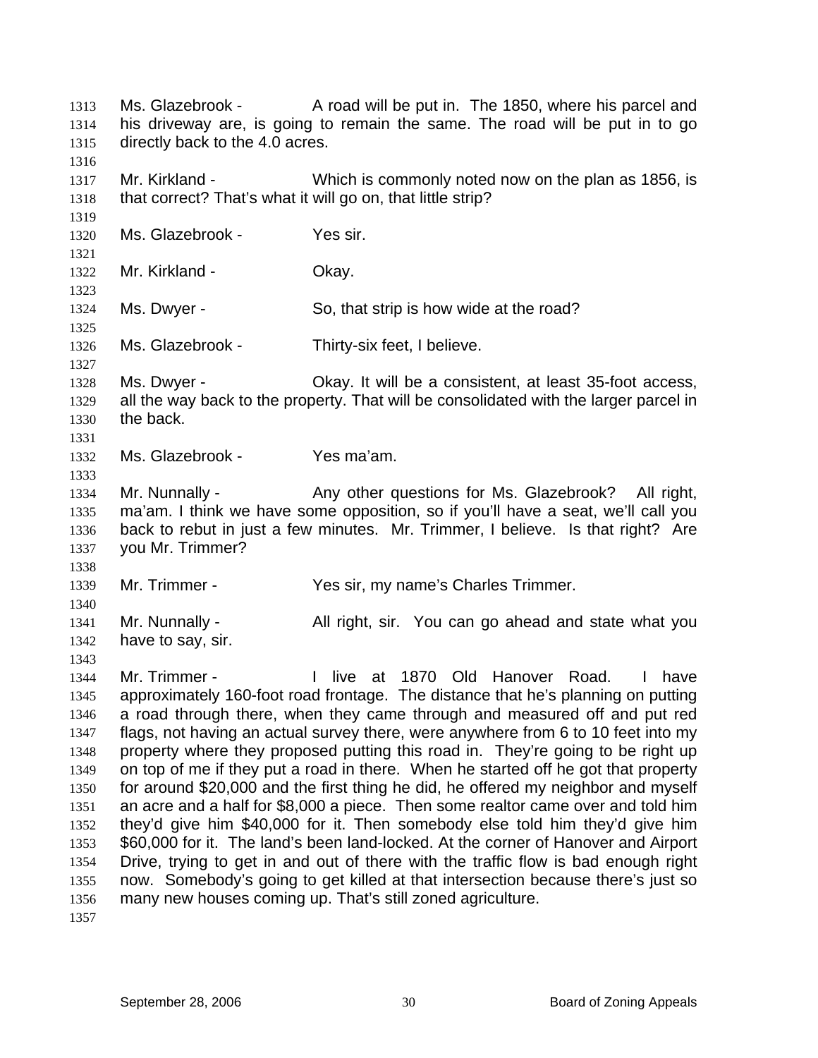Ms. Glazebrook - A road will be put in. The 1850, where his parcel and his driveway are, is going to remain the same. The road will be put in to go directly back to the 4.0 acres.

Mr. Kirkland - Which is commonly noted now on the plan as 1856, is that correct? That's what it will go on, that little strip?

Ms. Glazebrook - Yes sir.

Mr. Kirkland - Okay.

Ms. Dwyer - So, that strip is how wide at the road?

Ms. Glazebrook - Thirty-six feet, I believe.

Ms. Dwyer - Okay. It will be a consistent, at least 35-foot access, all the way back to the property. That will be consolidated with the larger parcel in the back.

Ms. Glazebrook - Yes ma'am.

Mr. Nunnally - Any other questions for Ms. Glazebrook? All right, ma'am. I think we have some opposition, so if you'll have a seat, we'll call you back to rebut in just a few minutes. Mr. Trimmer, I believe. Is that right? Are you Mr. Trimmer?

Mr. Trimmer - Yes sir, my name's Charles Trimmer.

Mr. Nunnally - All right, sir. You can go ahead and state what you have to say, sir.

Mr. Trimmer - I live at 1870 Old Hanover Road. I have approximately 160-foot road frontage. The distance that he's planning on putting a road through there, when they came through and measured off and put red flags, not having an actual survey there, were anywhere from 6 to 10 feet into my property where they proposed putting this road in. They're going to be right up on top of me if they put a road in there. When he started off he got that property for around $20,000 and the first thing he did, he offered my neighbor and myself an acre and a half for $8,000 a piece. Then some realtor came over and told him they'd give him $40,000 for it. Then somebody else told him they'd give him $60,000 for it. The land's been land-locked. At the corner of Hanover and Airport Drive, trying to get in and out of there with the traffic flow is bad enough right now. Somebody's going to get killed at that intersection because there's just so many new houses coming up. That's still zoned agriculture.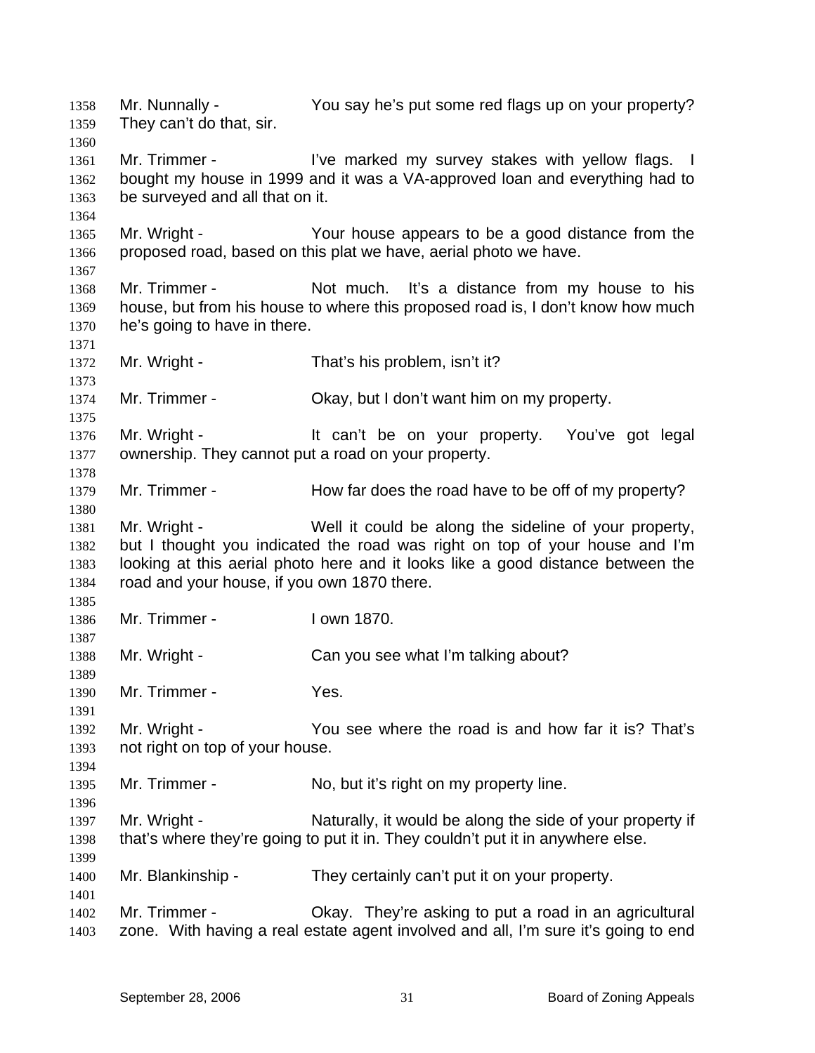Mr. Nunnally - You say he's put some red flags up on your property? They can't do that, sir.

Mr. Trimmer - I've marked my survey stakes with yellow flags. I bought my house in 1999 and it was a VA-approved loan and everything had to be surveyed and all that on it.

Mr. Wright - Your house appears to be a good distance from the proposed road, based on this plat we have, aerial photo we have.

Mr. Trimmer - Not much. It's a distance from my house to his house, but from his house to where this proposed road is, I don't know how much he's going to have in there.

Mr. Wright - That's his problem, isn't it?

Mr. Trimmer - Okay, but I don't want him on my property.

Mr. Wright - It can't be on your property. You've got legal ownership. They cannot put a road on your property.

Mr. Trimmer - How far does the road have to be off of my property?

Mr. Wright - Well it could be along the sideline of your property, but I thought you indicated the road was right on top of your house and I'm looking at this aerial photo here and it looks like a good distance between the road and your house, if you own 1870 there.

Mr. Trimmer - I own 1870.

Mr. Wright - Can you see what I'm talking about?

Mr. Trimmer - Yes.

Mr. Wright - You see where the road is and how far it is? That's not right on top of your house.

Mr. Trimmer - No, but it's right on my property line.

Mr. Wright - Naturally, it would be along the side of your property if that's where they're going to put it in. They couldn't put it in anywhere else.

Mr. Blankinship - They certainly can't put it on your property.

Mr. Trimmer - Okay. They're asking to put a road in an agricultural zone. With having a real estate agent involved and all, I'm sure it's going to end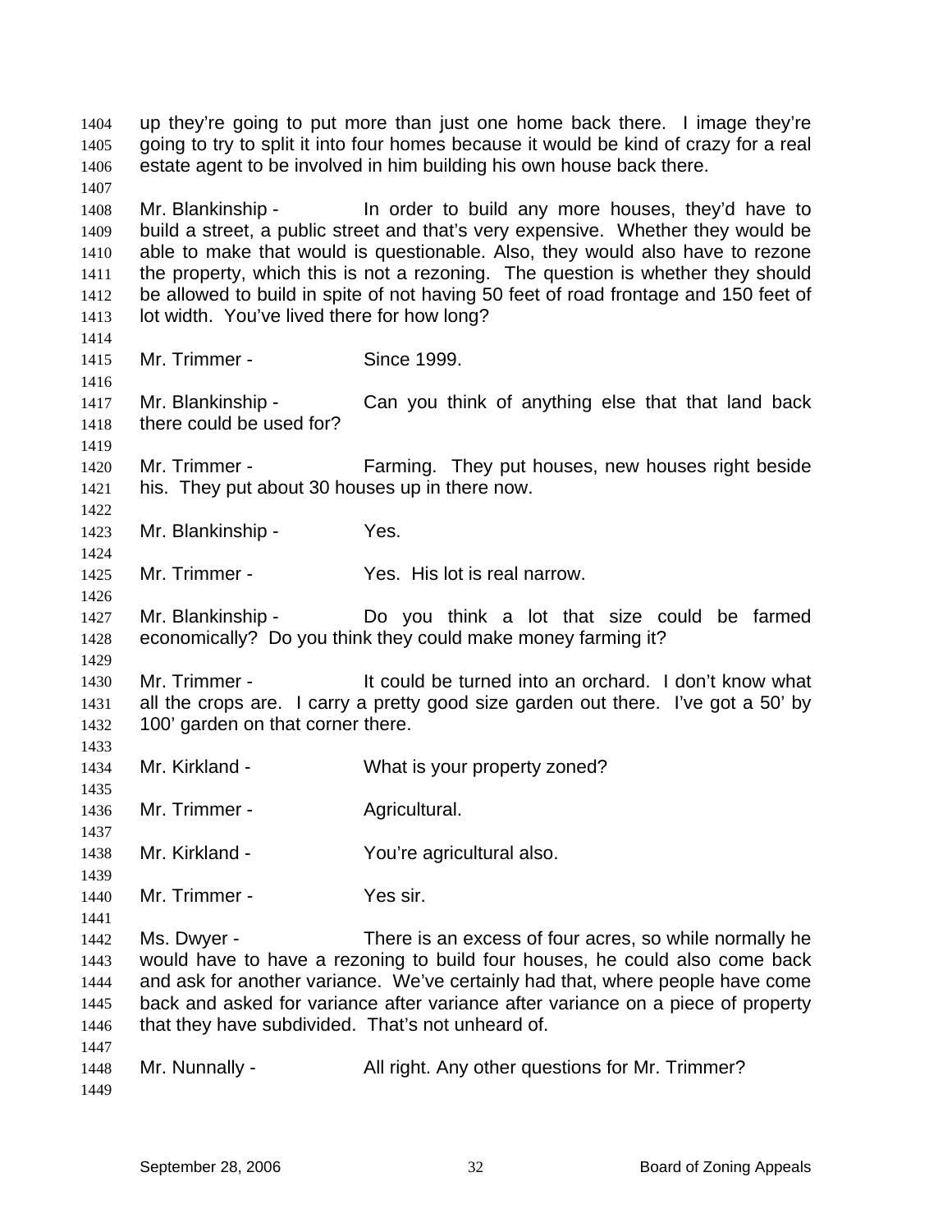up they're going to put more than just one home back there. I image they're going to try to split it into four homes because it would be kind of crazy for a real estate agent to be involved in him building his own house back there.

Mr. Blankinship - In order to build any more houses, they'd have to build a street, a public street and that's very expensive. Whether they would be able to make that would is questionable. Also, they would also have to rezone the property, which this is not a rezoning. The question is whether they should be allowed to build in spite of not having 50 feet of road frontage and 150 feet of lot width. You've lived there for how long?

Mr. Trimmer - Since 1999.

Mr. Blankinship - Can you think of anything else that that land back there could be used for?

Mr. Trimmer - Farming. They put houses, new houses right beside his. They put about 30 houses up in there now.

Mr. Blankinship - Yes.

Mr. Trimmer - Yes. His lot is real narrow.

Mr. Blankinship - Do you think a lot that size could be farmed economically? Do you think they could make money farming it?

Mr. Trimmer - It could be turned into an orchard. I don't know what all the crops are. I carry a pretty good size garden out there. I've got a 50' by 100' garden on that corner there.

Mr. Kirkland - What is your property zoned?

Mr. Trimmer - Agricultural.

Mr. Kirkland - You're agricultural also.

Mr. Trimmer - Yes sir.

Ms. Dwyer - There is an excess of four acres, so while normally he would have to have a rezoning to build four houses, he could also come back and ask for another variance. We've certainly had that, where people have come back and asked for variance after variance after variance on a piece of property that they have subdivided. That's not unheard of.

Mr. Nunnally - All right. Any other questions for Mr. Trimmer?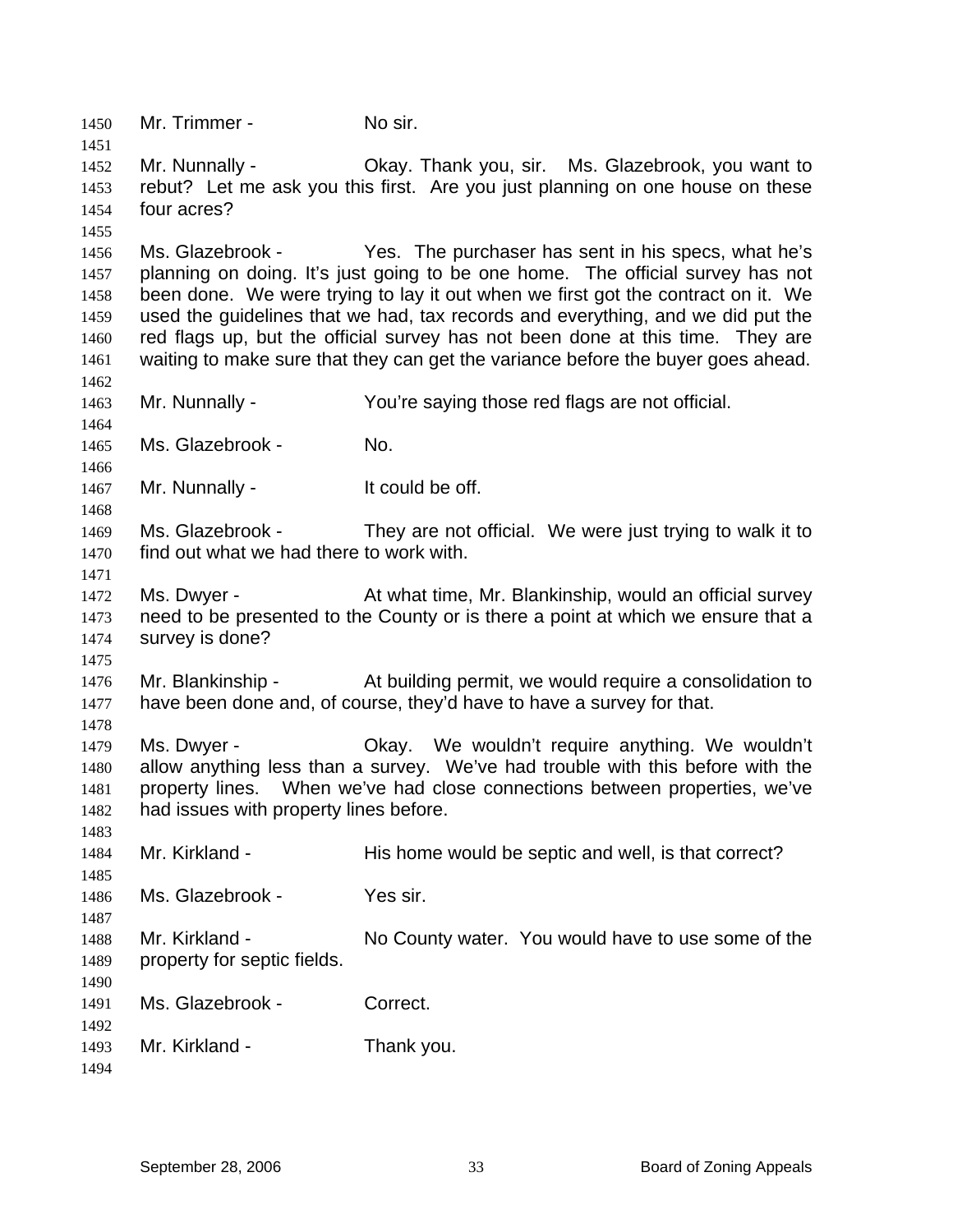Mr. Trimmer - No sir.

Mr. Nunnally - Okay. Thank you, sir. Ms. Glazebrook, you want to rebut? Let me ask you this first. Are you just planning on one house on these four acres?

Ms. Glazebrook - Yes. The purchaser has sent in his specs, what he's planning on doing. It's just going to be one home. The official survey has not been done. We were trying to lay it out when we first got the contract on it. We used the guidelines that we had, tax records and everything, and we did put the red flags up, but the official survey has not been done at this time. They are waiting to make sure that they can get the variance before the buyer goes ahead.

Mr. Nunnally - You're saying those red flags are not official.

Ms. Glazebrook - No.

Mr. Nunnally - It could be off.

Ms. Glazebrook - They are not official. We were just trying to walk it to find out what we had there to work with.

Ms. Dwyer - At what time, Mr. Blankinship, would an official survey need to be presented to the County or is there a point at which we ensure that a survey is done?

Mr. Blankinship - At building permit, we would require a consolidation to have been done and, of course, they'd have to have a survey for that.

Ms. Dwyer - Okay. We wouldn't require anything. We wouldn't allow anything less than a survey. We've had trouble with this before with the property lines. When we've had close connections between properties, we've had issues with property lines before.

Mr. Kirkland - His home would be septic and well, is that correct?

Ms. Glazebrook - Yes sir.

Mr. Kirkland - No County water. You would have to use some of the property for septic fields.

Ms. Glazebrook - Correct.

Mr. Kirkland - Thank you.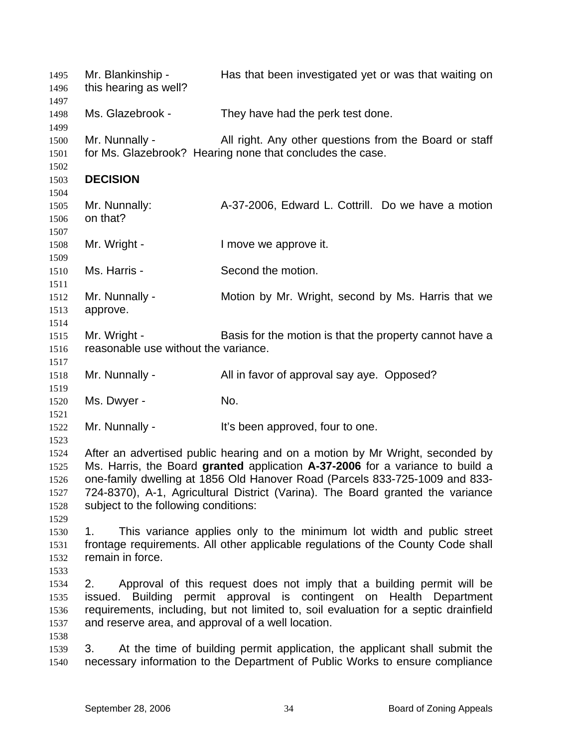Mr. Blankinship - Has that been investigated yet or was that waiting on this hearing as well?

Ms. Glazebrook - They have had the perk test done.

Mr. Nunnally - All right. Any other questions from the Board or staff for Ms. Glazebrook? Hearing none that concludes the case.

## DECISION

Mr. Nunnally: A-37-2006, Edward L. Cottrill. Do we have a motion on that?

Mr. Wright - I move we approve it.

Ms. Harris - Second the motion.

Mr. Nunnally - Motion by Mr. Wright, second by Ms. Harris that we approve.

Mr. Wright - Basis for the motion is that the property cannot have a reasonable use without the variance.

Mr. Nunnally - All in favor of approval say aye. Opposed?

Ms. Dwyer - No.

Mr. Nunnally - It's been approved, four to one.

After an advertised public hearing and on a motion by Mr Wright, seconded by Ms. Harris, the Board **granted** application **A-37-2006** for a variance to build a one-family dwelling at 1856 Old Hanover Road (Parcels 833-725-1009 and 833-724-8370), A-1, Agricultural District (Varina). The Board granted the variance subject to the following conditions:

1. This variance applies only to the minimum lot width and public street frontage requirements. All other applicable regulations of the County Code shall remain in force.

2. Approval of this request does not imply that a building permit will be issued. Building permit approval is contingent on Health Department requirements, including, but not limited to, soil evaluation for a septic drainfield and reserve area, and approval of a well location.

3. At the time of building permit application, the applicant shall submit the necessary information to the Department of Public Works to ensure compliance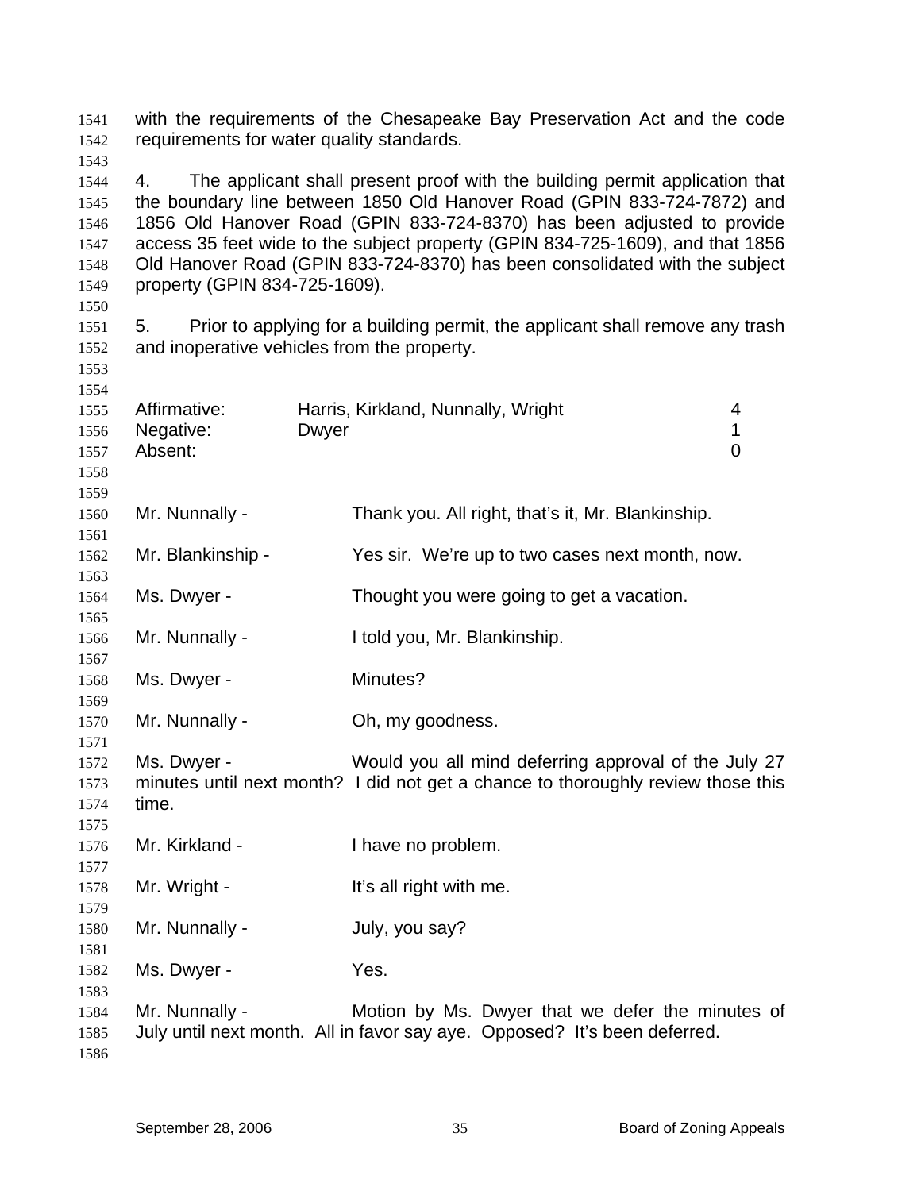with the requirements of the Chesapeake Bay Preservation Act and the code requirements for water quality standards.

4. The applicant shall present proof with the building permit application that the boundary line between 1850 Old Hanover Road (GPIN 833-724-7872) and 1856 Old Hanover Road (GPIN 833-724-8370) has been adjusted to provide access 35 feet wide to the subject property (GPIN 834-725-1609), and that 1856 Old Hanover Road (GPIN 833-724-8370) has been consolidated with the subject property (GPIN 834-725-1609).

5. Prior to applying for a building permit, the applicant shall remove any trash and inoperative vehicles from the property.

| | | |
|---|---|---|
| Affirmative: | Harris, Kirkland, Nunnally, Wright | 4 |
| Negative: | Dwyer | 1 |
| Absent: | | 0 |

Mr. Nunnally - Thank you. All right, that's it, Mr. Blankinship.

Mr. Blankinship - Yes sir. We're up to two cases next month, now.

Ms. Dwyer - Thought you were going to get a vacation.

Mr. Nunnally - I told you, Mr. Blankinship.

Ms. Dwyer - Minutes?

Mr. Nunnally - Oh, my goodness.

Ms. Dwyer - Would you all mind deferring approval of the July 27 minutes until next month? I did not get a chance to thoroughly review those this time.

Mr. Kirkland - I have no problem.

Mr. Wright - It's all right with me.

Mr. Nunnally - July, you say?

Ms. Dwyer - Yes.

Mr. Nunnally - Motion by Ms. Dwyer that we defer the minutes of July until next month. All in favor say aye. Opposed? It's been deferred.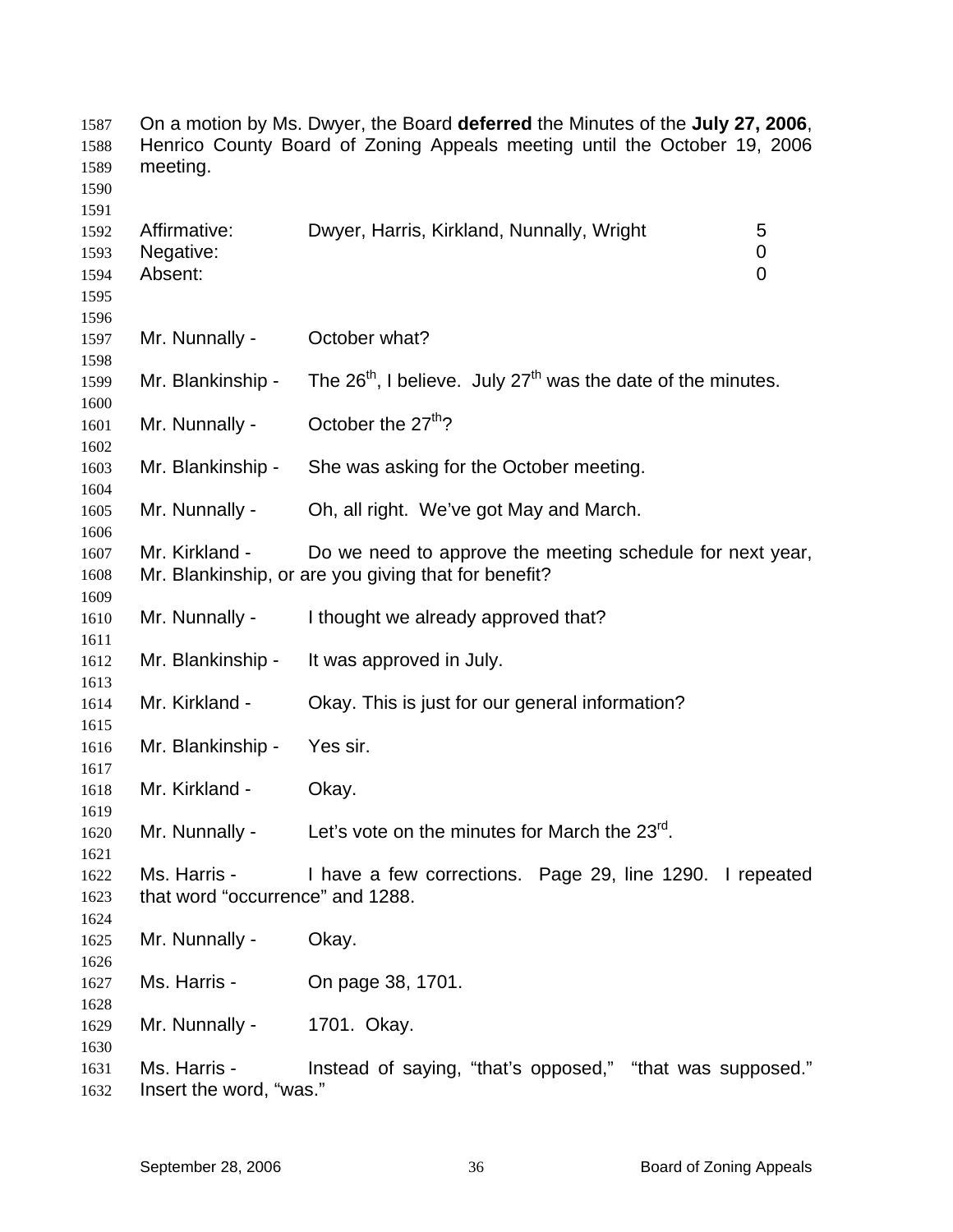On a motion by Ms. Dwyer, the Board **deferred** the Minutes of the **July 27, 2006**, Henrico County Board of Zoning Appeals meeting until the October 19, 2006 meeting.

| | | |
|---|---|---|
| Affirmative: | Dwyer, Harris, Kirkland, Nunnally, Wright | 5 |
| Negative: | | 0 |
| Absent: | | 0 |

Mr. Nunnally - October what?

Mr. Blankinship - The 26th, I believe. July 27th was the date of the minutes.

Mr. Nunnally - October the 27th?

Mr. Blankinship - She was asking for the October meeting.

Mr. Nunnally - Oh, all right. We've got May and March.

Mr. Kirkland - Do we need to approve the meeting schedule for next year, Mr. Blankinship, or are you giving that for benefit?

Mr. Nunnally - I thought we already approved that?

Mr. Blankinship - It was approved in July.

Mr. Kirkland - Okay. This is just for our general information?

Mr. Blankinship - Yes sir.

Mr. Kirkland - Okay.

Mr. Nunnally - Let's vote on the minutes for March the 23rd.

Ms. Harris - I have a few corrections. Page 29, line 1290. I repeated that word "occurrence" and 1288.

Mr. Nunnally - Okay.

Ms. Harris - On page 38, 1701.

Mr. Nunnally - 1701. Okay.

Ms. Harris - Instead of saying, "that's opposed," "that was supposed." Insert the word, "was."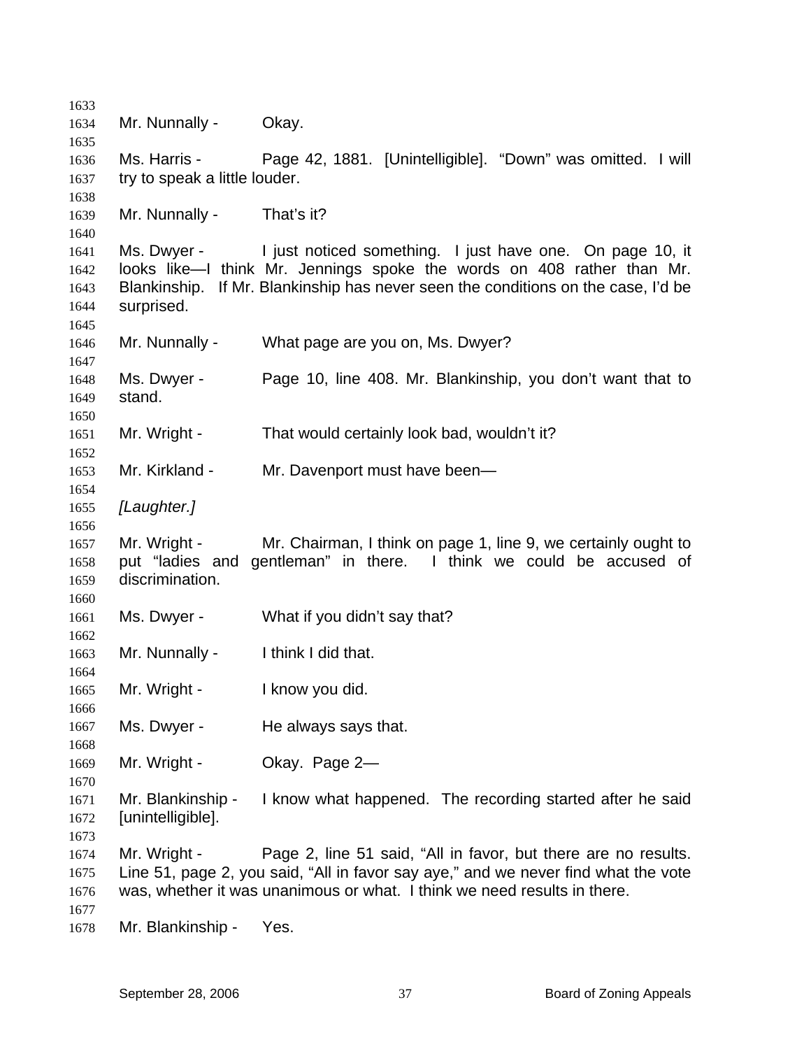Mr. Nunnally - Okay.

Ms. Harris - Page 42, 1881. [Unintelligible]. "Down" was omitted. I will try to speak a little louder.

Mr. Nunnally - That's it?

Ms. Dwyer - I just noticed something. I just have one. On page 10, it looks like—I think Mr. Jennings spoke the words on 408 rather than Mr. Blankinship. If Mr. Blankinship has never seen the conditions on the case, I'd be surprised.

Mr. Nunnally - What page are you on, Ms. Dwyer?

Ms. Dwyer - Page 10, line 408. Mr. Blankinship, you don't want that to stand.

Mr. Wright - That would certainly look bad, wouldn't it?

Mr. Kirkland - Mr. Davenport must have been—

*[Laughter.]*

Mr. Wright - Mr. Chairman, I think on page 1, line 9, we certainly ought to put "ladies and gentleman" in there. I think we could be accused of discrimination.

Ms. Dwyer - What if you didn't say that?

Mr. Nunnally - I think I did that.

Mr. Wright - I know you did.

Ms. Dwyer - He always says that.

Mr. Wright - Okay. Page 2—

Mr. Blankinship - I know what happened. The recording started after he said [unintelligible].

Mr. Wright - Page 2, line 51 said, "All in favor, but there are no results. Line 51, page 2, you said, "All in favor say aye," and we never find what the vote was, whether it was unanimous or what. I think we need results in there.

Mr. Blankinship - Yes.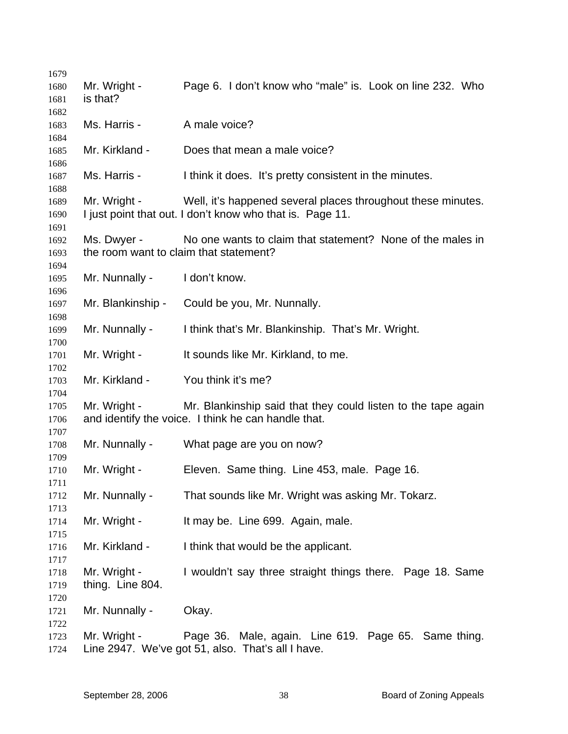Mr. Wright - Page 6. I don't know who "male" is. Look on line 232. Who is that?

Ms. Harris - A male voice?

Mr. Kirkland - Does that mean a male voice?

Ms. Harris - I think it does. It's pretty consistent in the minutes.

Mr. Wright - Well, it's happened several places throughout these minutes. I just point that out. I don't know who that is. Page 11.

Ms. Dwyer - No one wants to claim that statement? None of the males in the room want to claim that statement?

Mr. Nunnally - I don't know.

Mr. Blankinship - Could be you, Mr. Nunnally.

Mr. Nunnally - I think that's Mr. Blankinship. That's Mr. Wright.

Mr. Wright - It sounds like Mr. Kirkland, to me.

Mr. Kirkland - You think it's me?

Mr. Wright - Mr. Blankinship said that they could listen to the tape again and identify the voice. I think he can handle that.

Mr. Nunnally - What page are you on now?

Mr. Wright - Eleven. Same thing. Line 453, male. Page 16.

Mr. Nunnally - That sounds like Mr. Wright was asking Mr. Tokarz.

Mr. Wright - It may be. Line 699. Again, male.

Mr. Kirkland - I think that would be the applicant.

Mr. Wright - I wouldn't say three straight things there. Page 18. Same thing. Line 804.

Mr. Nunnally - Okay.

Mr. Wright - Page 36. Male, again. Line 619. Page 65. Same thing. Line 2947. We've got 51, also. That's all I have.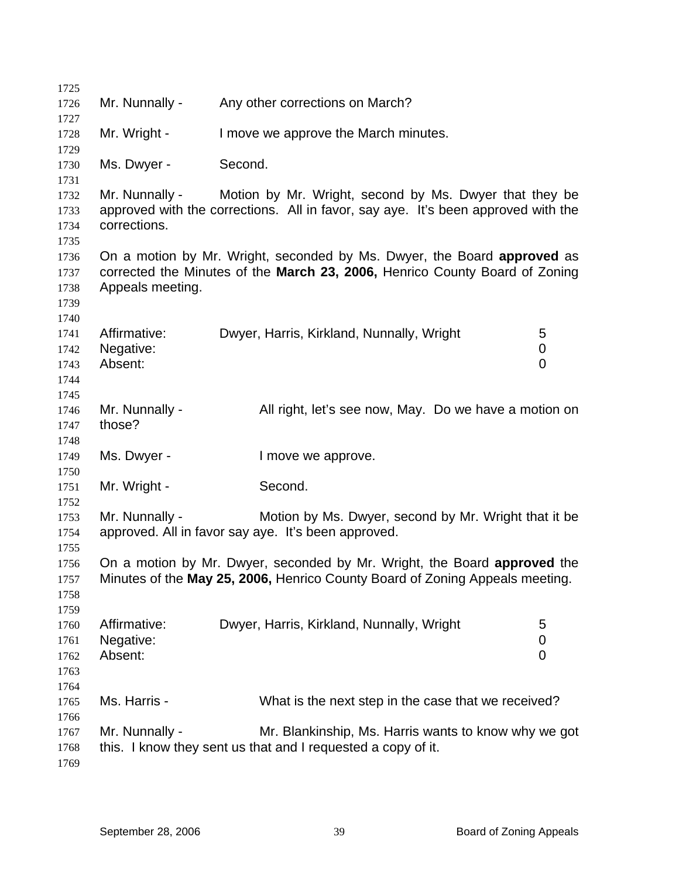Mr. Nunnally - Any other corrections on March?

Mr. Wright - I move we approve the March minutes.

Ms. Dwyer - Second.

Mr. Nunnally - Motion by Mr. Wright, second by Ms. Dwyer that they be approved with the corrections. All in favor, say aye. It's been approved with the corrections.

On a motion by Mr. Wright, seconded by Ms. Dwyer, the Board **approved** as corrected the Minutes of the **March 23, 2006,** Henrico County Board of Zoning Appeals meeting.

| | | |
|---|---|---|
| Affirmative: | Dwyer, Harris, Kirkland, Nunnally, Wright | 5 |
| Negative: | | 0 |
| Absent: | | 0 |

Mr. Nunnally - All right, let's see now, May. Do we have a motion on those?

Ms. Dwyer - I move we approve.

Mr. Wright - Second.

Mr. Nunnally - Motion by Ms. Dwyer, second by Mr. Wright that it be approved. All in favor say aye. It's been approved.

On a motion by Mr. Dwyer, seconded by Mr. Wright, the Board **approved** the Minutes of the **May 25, 2006,** Henrico County Board of Zoning Appeals meeting.

| | | |
|---|---|---|
| Affirmative: | Dwyer, Harris, Kirkland, Nunnally, Wright | 5 |
| Negative: | | 0 |
| Absent: | | 0 |

Ms. Harris - What is the next step in the case that we received?

Mr. Nunnally - Mr. Blankinship, Ms. Harris wants to know why we got this. I know they sent us that and I requested a copy of it.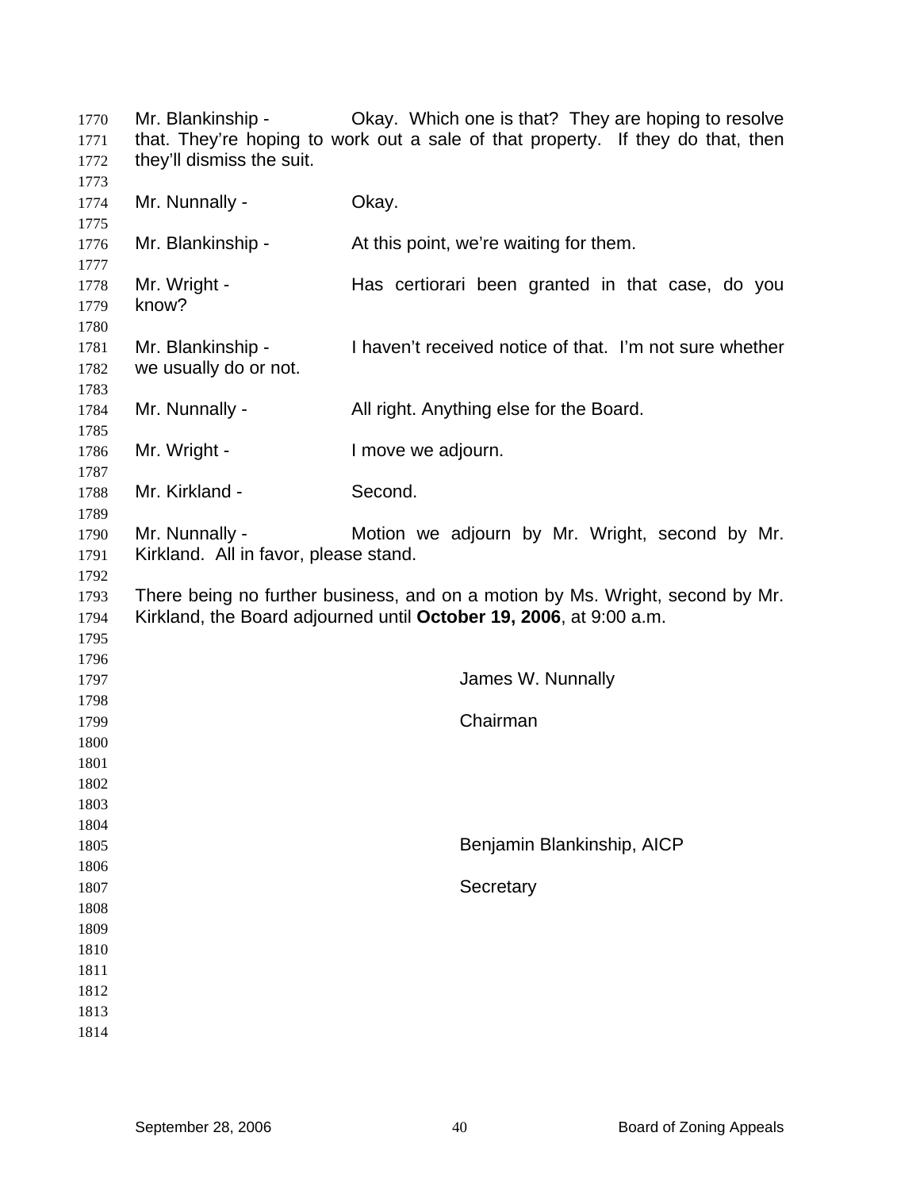Mr. Blankinship - Okay. Which one is that? They are hoping to resolve that. They're hoping to work out a sale of that property. If they do that, then they'll dismiss the suit.

Mr. Nunnally - Okay.

Mr. Blankinship - At this point, we're waiting for them.

Mr. Wright - Has certiorari been granted in that case, do you know?

Mr. Blankinship - I haven't received notice of that. I'm not sure whether we usually do or not.

Mr. Nunnally - All right. Anything else for the Board.

Mr. Wright - I move we adjourn.

Mr. Kirkland - Second.

Mr. Nunnally - Motion we adjourn by Mr. Wright, second by Mr. Kirkland. All in favor, please stand.

There being no further business, and on a motion by Ms. Wright, second by Mr. Kirkland, the Board adjourned until **October 19, 2006**, at 9:00 a.m.

James W. Nunnally

Chairman

Benjamin Blankinship, AICP

Secretary